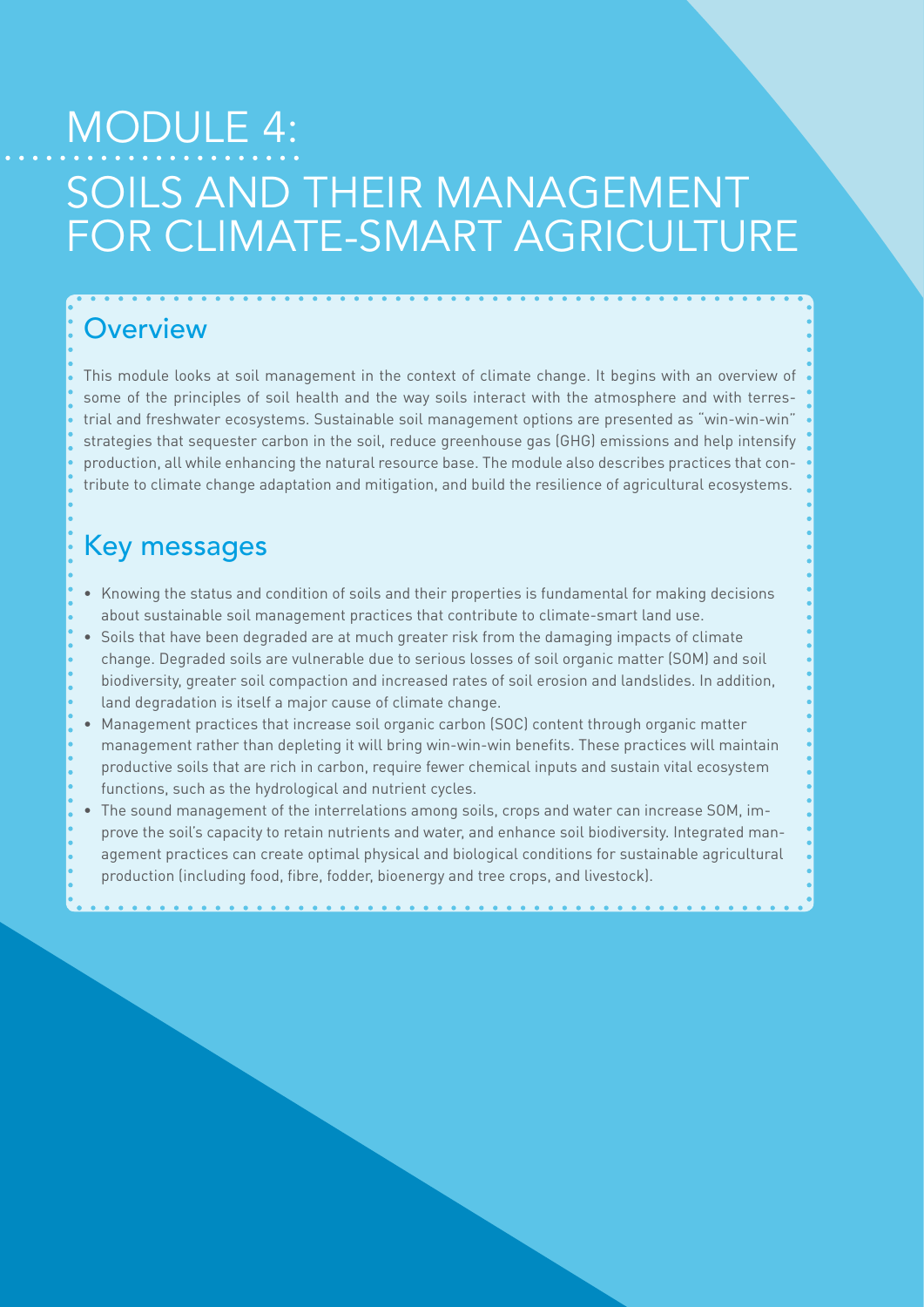# MODULE 4: SOILS AND THEIR MANAGEMENT FOR CLIMATE-SMART AGRICULTURE

## Overview

This module looks at soil management in the context of climate change. It begins with an overview of some of the principles of soil health and the way soils interact with the atmosphere and with terrestrial and freshwater ecosystems. Sustainable soil management options are presented as "win-win-win" strategies that sequester carbon in the soil, reduce greenhouse gas (GHG) emissions and help intensify production, all while enhancing the natural resource base. The module also describes practices that contribute to climate change adaptation and mitigation, and build the resilience of agricultural ecosystems.

## Key messages

- Knowing the status and condition of soils and their properties is fundamental for making decisions about sustainable soil management practices that contribute to climate-smart land use.
- Soils that have been degraded are at much greater risk from the damaging impacts of climate change. Degraded soils are vulnerable due to serious losses of soil organic matter (SOM) and soil biodiversity, greater soil compaction and increased rates of soil erosion and landslides. In addition, land degradation is itself a major cause of climate change.
- Management practices that increase soil organic carbon (SOC) content through organic matter management rather than depleting it will bring win-win-win benefits. These practices will maintain productive soils that are rich in carbon, require fewer chemical inputs and sustain vital ecosystem functions, such as the hydrological and nutrient cycles.
- The sound management of the interrelations among soils, crops and water can increase SOM, improve the soil's capacity to retain nutrients and water, and enhance soil biodiversity. Integrated management practices can create optimal physical and biological conditions for sustainable agricultural production (including food, fibre, fodder, bioenergy and tree crops, and livestock).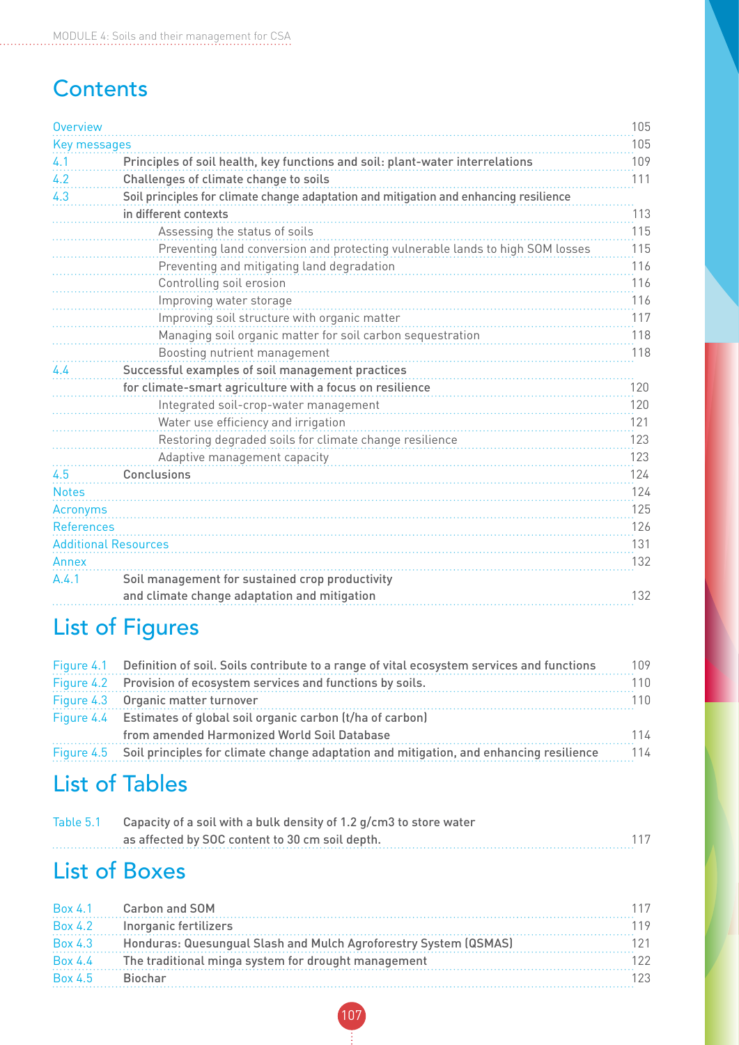# Contents

| | | |
|---|---|---|
| Overview | | 105 |
| Key messages | | 105 |
| 4.1 | Principles of soil health, key functions and soil: plant-water interrelations | 109 |
| 4.2 | Challenges of climate change to soils | 111 |
| 4.3 | Soil principles for climate change adaptation and mitigation and enhancing resilience in different contexts | 113 |
| | Assessing the status of soils | 115 |
| | Preventing land conversion and protecting vulnerable lands to high SOM losses | 115 |
| | Preventing and mitigating land degradation | 116 |
| | Controlling soil erosion | 116 |
| | Improving water storage | 116 |
| | Improving soil structure with organic matter | 117 |
| | Managing soil organic matter for soil carbon sequestration | 118 |
| | Boosting nutrient management | 118 |
| 4.4 | Successful examples of soil management practices for climate-smart agriculture with a focus on resilience | 120 |
| | Integrated soil-crop-water management | 120 |
| | Water use efficiency and irrigation | 121 |
| | Restoring degraded soils for climate change resilience | 123 |
| | Adaptive management capacity | 123 |
| 4.5 | Conclusions | 124 |
| Notes | | 124 |
| Acronyms | | 125 |
| References | | 126 |
| Additional Resources | | 131 |
| Annex | | 132 |
| A.4.1 | Soil management for sustained crop productivity and climate change adaptation and mitigation | 132 |

# List of Figures

| | | |
|---|---|---|
| Figure 4.1 | Definition of soil. Soils contribute to a range of vital ecosystem services and functions | 109 |
| Figure 4.2 | Provision of ecosystem services and functions by soils. | 110 |
| Figure 4.3 | Organic matter turnover | 110 |
| Figure 4.4 | Estimates of global soil organic carbon (t/ha of carbon) from amended Harmonized World Soil Database | 114 |
| Figure 4.5 | Soil principles for climate change adaptation and mitigation, and enhancing resilience | 114 |

# List of Tables

| | | |
|---|---|---|
| Table 5.1 | Capacity of a soil with a bulk density of 1.2 g/cm3 to store water as affected by SOC content to 30 cm soil depth. | 117 |

# List of Boxes

| | | |
|---|---|---|
| Box 4.1 | Carbon and SOM | 117 |
| Box 4.2 | Inorganic fertilizers | 119 |
| Box 4.3 | Honduras: Quesungual Slash and Mulch Agroforestry System (QSMAS) | 121 |
| Box 4.4 | The traditional minga system for drought management | 122 |
| Box 4.5 | Biochar | 123 |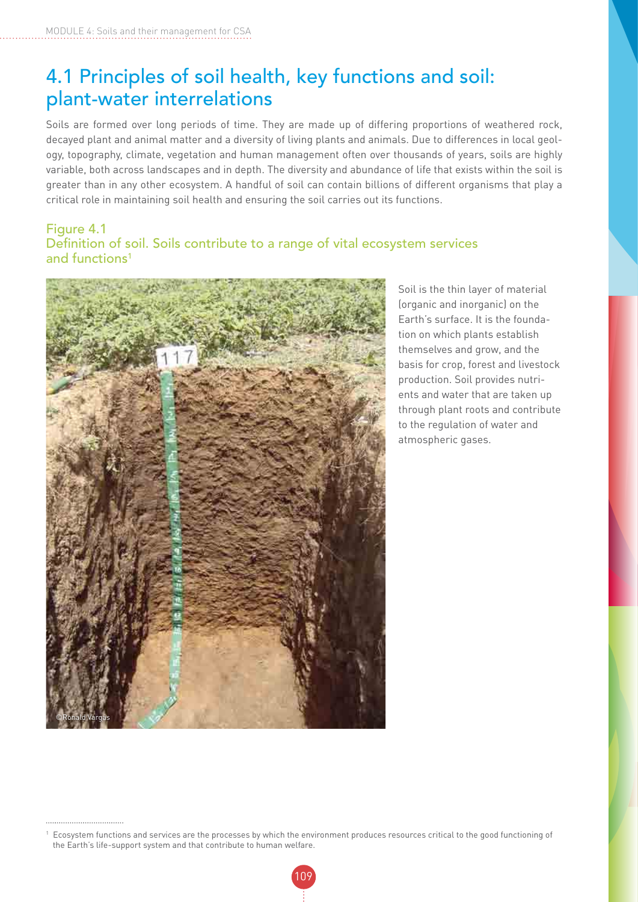# 4.1 Principles of soil health, key functions and soil: plant-water interrelations

Soils are formed over long periods of time. They are made up of differing proportions of weathered rock, decayed plant and animal matter and a diversity of living plants and animals. Due to differences in local geology, topography, climate, vegetation and human management often over thousands of years, soils are highly variable, both across landscapes and in depth. The diversity and abundance of life that exists within the soil is greater than in any other ecosystem. A handful of soil can contain billions of different organisms that play a critical role in maintaining soil health and ensuring the soil carries out its functions.

Figure 4.1
Definition of soil. Soils contribute to a range of vital ecosystem services and functions[1]

©Ronald Vargas

Soil is the thin layer of material (organic and inorganic) on the Earth's surface. It is the foundation on which plants establish themselves and grow, and the basis for crop, forest and livestock production. Soil provides nutrients and water that are taken up through plant roots and contribute to the regulation of water and atmospheric gases.

[1] Ecosystem functions and services are the processes by which the environment produces resources critical to the good functioning of the Earth's life-support system and that contribute to human welfare.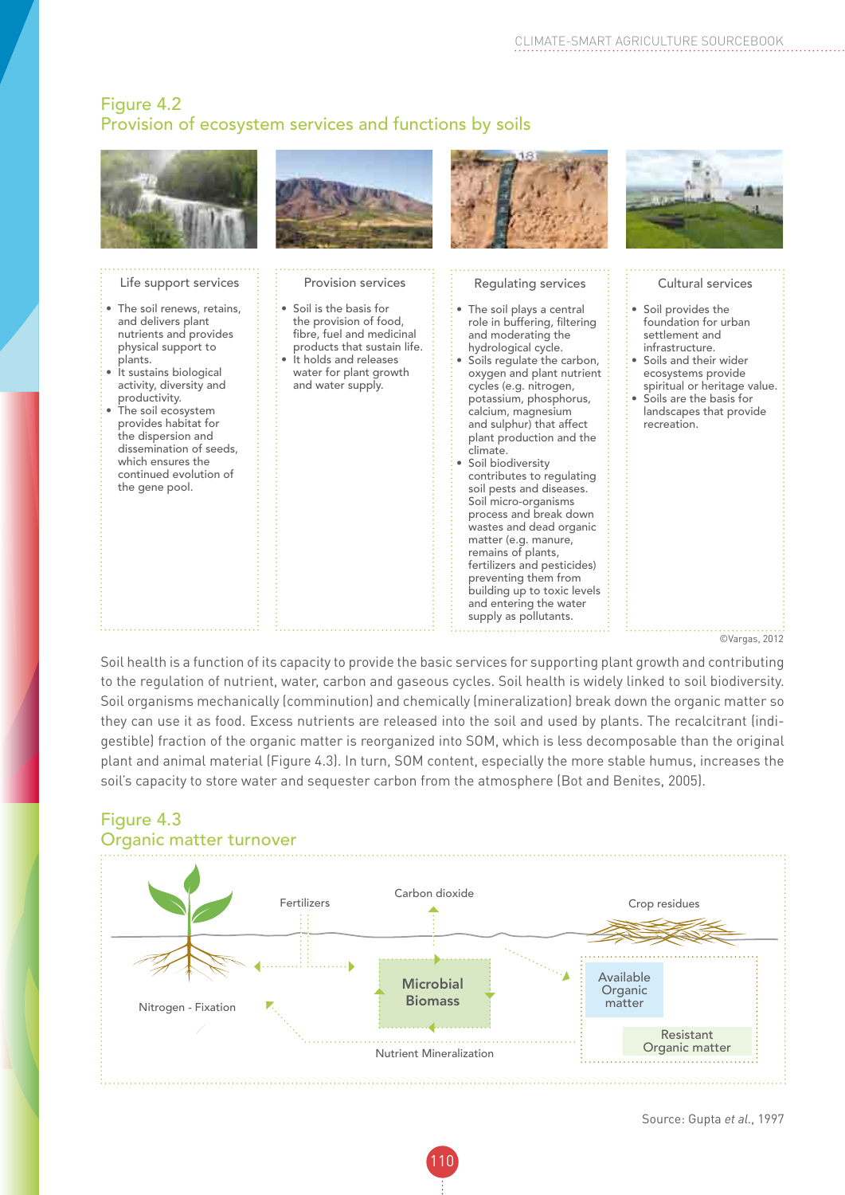## Figure 4.2
## Provision of ecosystem services and functions by soils

| Life support services | Provision services | Regulating services | Cultural services |
|---|---|---|---|
| • The soil renews, retains, and delivers plant nutrients and provides physical support to plants.<br>• It sustains biological activity, diversity and productivity.<br>• The soil ecosystem provides habitat for the dispersion and dissemination of seeds, which ensures the continued evolution of the gene pool. | • Soil is the basis for the provision of food, fibre, fuel and medicinal products that sustain life.<br>• It holds and releases water for plant growth and water supply. | • The soil plays a central role in buffering, filtering and moderating the hydrological cycle.<br>• Soils regulate the carbon, oxygen and plant nutrient cycles (e.g. nitrogen, potassium, phosphorus, calcium, magnesium and sulphur) that affect plant production and the climate.<br>• Soil biodiversity contributes to regulating soil pests and diseases. Soil micro-organisms process and break down wastes and dead organic matter (e.g. manure, remains of plants, fertilizers and pesticides) preventing them from building up to toxic levels and entering the water supply as pollutants. | • Soil provides the foundation for urban settlement and infrastructure.<br>• Soils and their wider ecosystems provide spiritual or heritage value.<br>• Soils are the basis for landscapes that provide recreation. |

©Vargas, 2012

Soil health is a function of its capacity to provide the basic services for supporting plant growth and contributing to the regulation of nutrient, water, carbon and gaseous cycles. Soil health is widely linked to soil biodiversity. Soil organisms mechanically (comminution) and chemically (mineralization) break down the organic matter so they can use it as food. Excess nutrients are released into the soil and used by plants. The recalcitrant (indigestible) fraction of the organic matter is reorganized into SOM, which is less decomposable than the original plant and animal material (Figure 4.3). In turn, SOM content, especially the more stable humus, increases the soil's capacity to store water and sequester carbon from the atmosphere (Bot and Benites, 2005).

## Figure 4.3
## Organic matter turnover

Fertilizers | Carbon dioxide | Crop residues | Microbial Biomass | Available Organic matter | Resistant Organic matter | Nitrogen - Fixation | Nutrient Mineralization

Source: Gupta *et al.*, 1997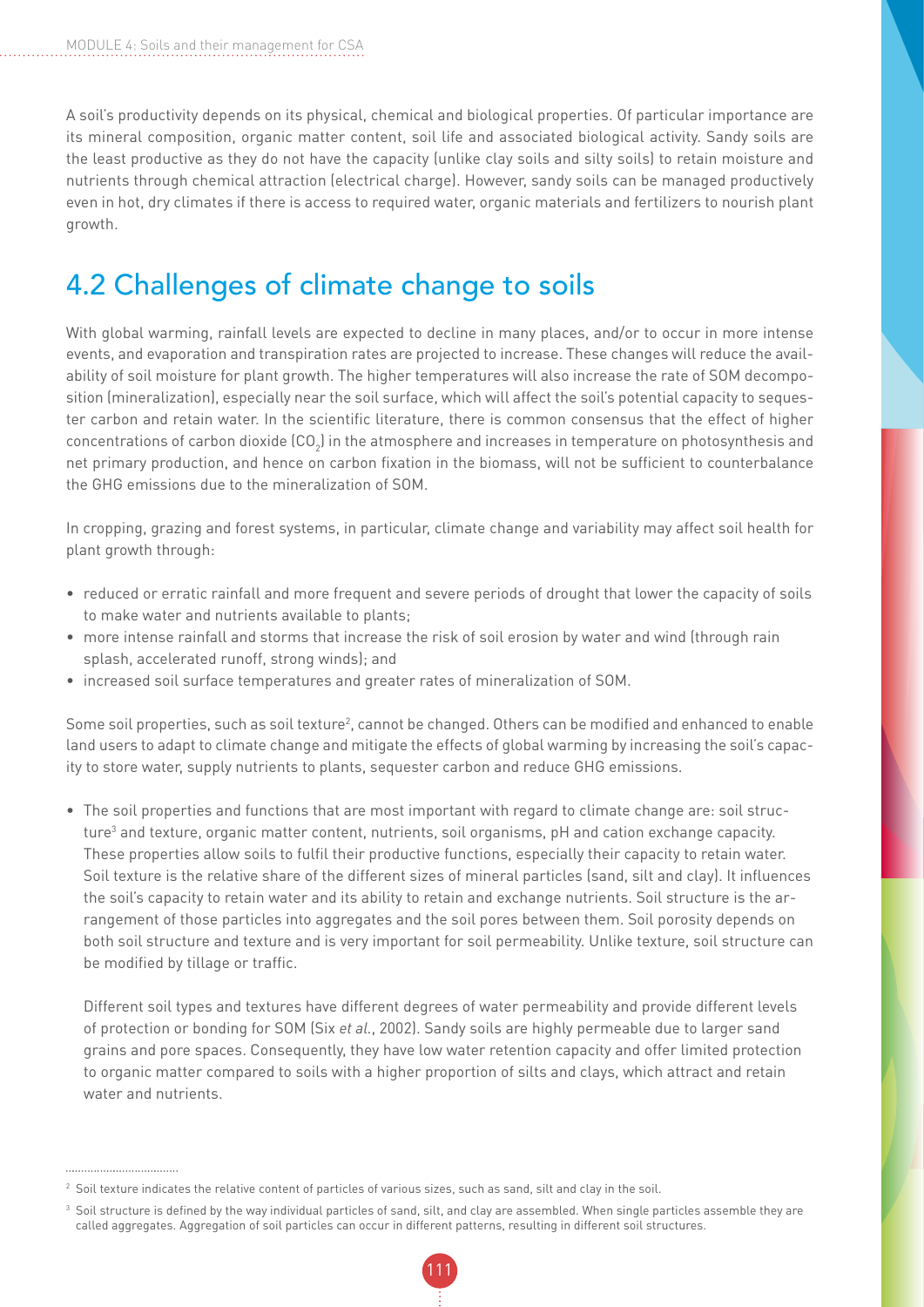A soil's productivity depends on its physical, chemical and biological properties. Of particular importance are its mineral composition, organic matter content, soil life and associated biological activity. Sandy soils are the least productive as they do not have the capacity (unlike clay soils and silty soils) to retain moisture and nutrients through chemical attraction (electrical charge). However, sandy soils can be managed productively even in hot, dry climates if there is access to required water, organic materials and fertilizers to nourish plant growth.

## 4.2 Challenges of climate change to soils

With global warming, rainfall levels are expected to decline in many places, and/or to occur in more intense events, and evaporation and transpiration rates are projected to increase. These changes will reduce the availability of soil moisture for plant growth. The higher temperatures will also increase the rate of SOM decomposition (mineralization), especially near the soil surface, which will affect the soil's potential capacity to sequester carbon and retain water. In the scientific literature, there is common consensus that the effect of higher concentrations of carbon dioxide ($CO_2$) in the atmosphere and increases in temperature on photosynthesis and net primary production, and hence on carbon fixation in the biomass, will not be sufficient to counterbalance the GHG emissions due to the mineralization of SOM.

In cropping, grazing and forest systems, in particular, climate change and variability may affect soil health for plant growth through:

- reduced or erratic rainfall and more frequent and severe periods of drought that lower the capacity of soils to make water and nutrients available to plants;
- more intense rainfall and storms that increase the risk of soil erosion by water and wind (through rain splash, accelerated runoff, strong winds); and
- increased soil surface temperatures and greater rates of mineralization of SOM.

Some soil properties, such as soil texture[2], cannot be changed. Others can be modified and enhanced to enable land users to adapt to climate change and mitigate the effects of global warming by increasing the soil's capacity to store water, supply nutrients to plants, sequester carbon and reduce GHG emissions.

- The soil properties and functions that are most important with regard to climate change are: soil structure[3] and texture, organic matter content, nutrients, soil organisms, pH and cation exchange capacity. These properties allow soils to fulfil their productive functions, especially their capacity to retain water. Soil texture is the relative share of the different sizes of mineral particles (sand, silt and clay). It influences the soil's capacity to retain water and its ability to retain and exchange nutrients. Soil structure is the arrangement of those particles into aggregates and the soil pores between them. Soil porosity depends on both soil structure and texture and is very important for soil permeability. Unlike texture, soil structure can be modified by tillage or traffic.

  Different soil types and textures have different degrees of water permeability and provide different levels of protection or bonding for SOM (Six *et al.*, 2002). Sandy soils are highly permeable due to larger sand grains and pore spaces. Consequently, they have low water retention capacity and offer limited protection to organic matter compared to soils with a higher proportion of silts and clays, which attract and retain water and nutrients.

---

[2] Soil texture indicates the relative content of particles of various sizes, such as sand, silt and clay in the soil.

[3] Soil structure is defined by the way individual particles of sand, silt, and clay are assembled. When single particles assemble they are called aggregates. Aggregation of soil particles can occur in different patterns, resulting in different soil structures.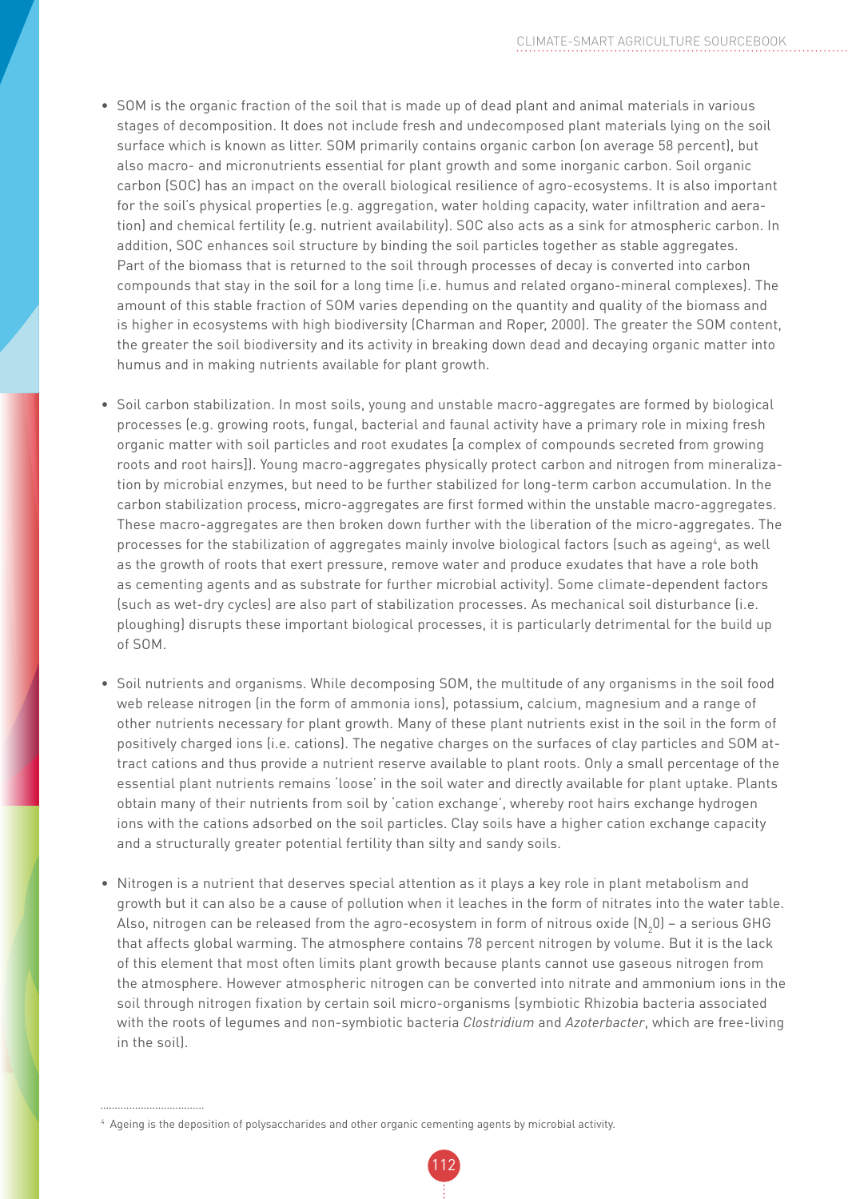- SOM is the organic fraction of the soil that is made up of dead plant and animal materials in various stages of decomposition. It does not include fresh and undecomposed plant materials lying on the soil surface which is known as litter. SOM primarily contains organic carbon (on average 58 percent), but also macro- and micronutrients essential for plant growth and some inorganic carbon. Soil organic carbon (SOC) has an impact on the overall biological resilience of agro-ecosystems. It is also important for the soil's physical properties (e.g. aggregation, water holding capacity, water infiltration and aeration) and chemical fertility (e.g. nutrient availability). SOC also acts as a sink for atmospheric carbon. In addition, SOC enhances soil structure by binding the soil particles together as stable aggregates. Part of the biomass that is returned to the soil through processes of decay is converted into carbon compounds that stay in the soil for a long time (i.e. humus and related organo-mineral complexes). The amount of this stable fraction of SOM varies depending on the quantity and quality of the biomass and is higher in ecosystems with high biodiversity (Charman and Roper, 2000). The greater the SOM content, the greater the soil biodiversity and its activity in breaking down dead and decaying organic matter into humus and in making nutrients available for plant growth.

- Soil carbon stabilization. In most soils, young and unstable macro-aggregates are formed by biological processes (e.g. growing roots, fungal, bacterial and faunal activity have a primary role in mixing fresh organic matter with soil particles and root exudates [a complex of compounds secreted from growing roots and root hairs]). Young macro-aggregates physically protect carbon and nitrogen from mineralization by microbial enzymes, but need to be further stabilized for long-term carbon accumulation. In the carbon stabilization process, micro-aggregates are first formed within the unstable macro-aggregates. These macro-aggregates are then broken down further with the liberation of the micro-aggregates. The processes for the stabilization of aggregates mainly involve biological factors (such as ageing[4], as well as the growth of roots that exert pressure, remove water and produce exudates that have a role both as cementing agents and as substrate for further microbial activity). Some climate-dependent factors (such as wet-dry cycles) are also part of stabilization processes. As mechanical soil disturbance (i.e. ploughing) disrupts these important biological processes, it is particularly detrimental for the build up of SOM.

- Soil nutrients and organisms. While decomposing SOM, the multitude of any organisms in the soil food web release nitrogen (in the form of ammonia ions), potassium, calcium, magnesium and a range of other nutrients necessary for plant growth. Many of these plant nutrients exist in the soil in the form of positively charged ions (i.e. cations). The negative charges on the surfaces of clay particles and SOM attract cations and thus provide a nutrient reserve available to plant roots. Only a small percentage of the essential plant nutrients remains 'loose' in the soil water and directly available for plant uptake. Plants obtain many of their nutrients from soil by 'cation exchange', whereby root hairs exchange hydrogen ions with the cations adsorbed on the soil particles. Clay soils have a higher cation exchange capacity and a structurally greater potential fertility than silty and sandy soils.

- Nitrogen is a nutrient that deserves special attention as it plays a key role in plant metabolism and growth but it can also be a cause of pollution when it leaches in the form of nitrates into the water table. Also, nitrogen can be released from the agro-ecosystem in form of nitrous oxide ($N_2O$) – a serious GHG that affects global warming. The atmosphere contains 78 percent nitrogen by volume. But it is the lack of this element that most often limits plant growth because plants cannot use gaseous nitrogen from the atmosphere. However atmospheric nitrogen can be converted into nitrate and ammonium ions in the soil through nitrogen fixation by certain soil micro-organisms (symbiotic Rhizobia bacteria associated with the roots of legumes and non-symbiotic bacteria *Clostridium* and *Azoterbacter*, which are free-living in the soil).

---

[4] Ageing is the deposition of polysaccharides and other organic cementing agents by microbial activity.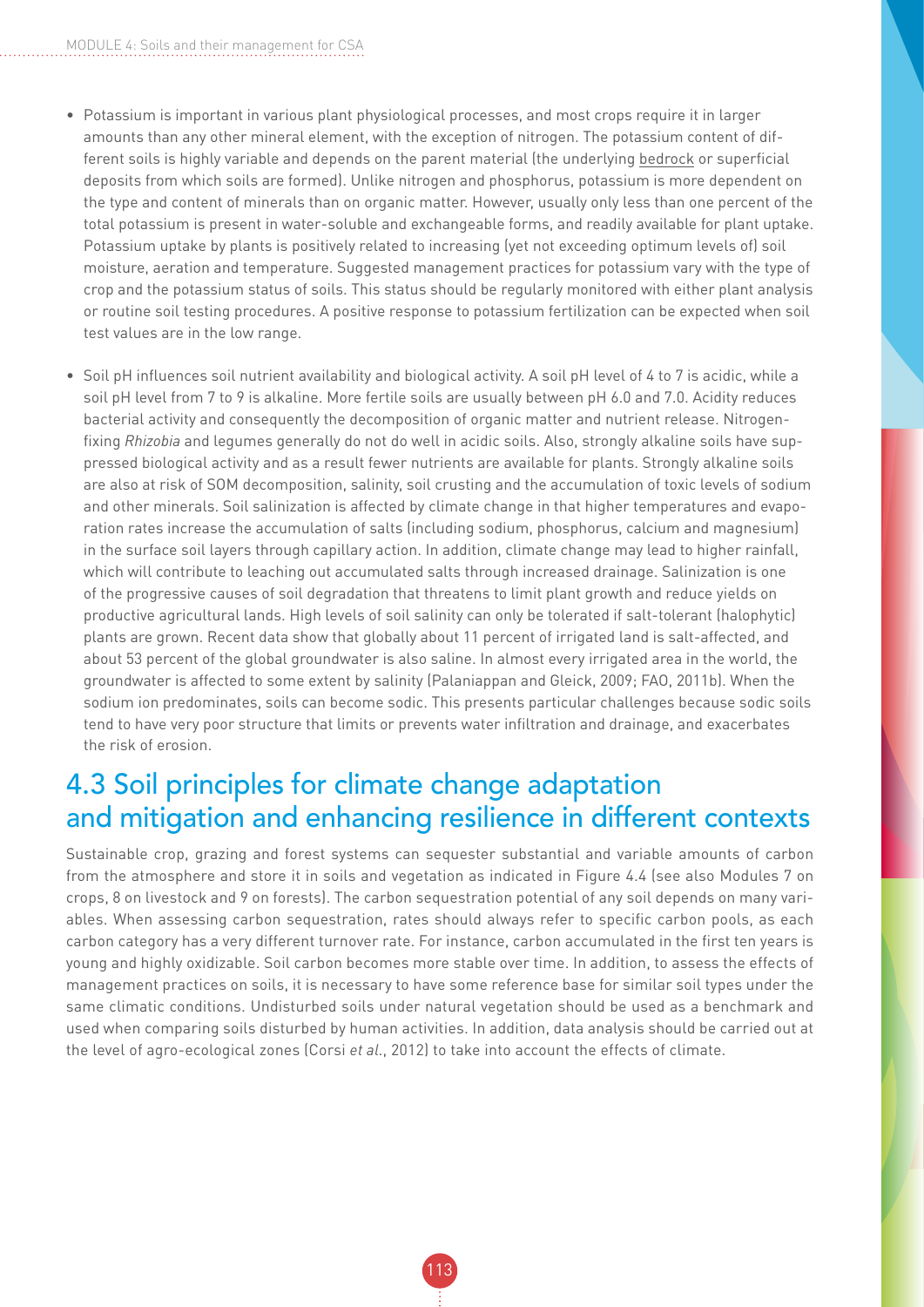- Potassium is important in various plant physiological processes, and most crops require it in larger amounts than any other mineral element, with the exception of nitrogen. The potassium content of different soils is highly variable and depends on the parent material (the underlying bedrock or superficial deposits from which soils are formed). Unlike nitrogen and phosphorus, potassium is more dependent on the type and content of minerals than on organic matter. However, usually only less than one percent of the total potassium is present in water-soluble and exchangeable forms, and readily available for plant uptake. Potassium uptake by plants is positively related to increasing (yet not exceeding optimum levels of) soil moisture, aeration and temperature. Suggested management practices for potassium vary with the type of crop and the potassium status of soils. This status should be regularly monitored with either plant analysis or routine soil testing procedures. A positive response to potassium fertilization can be expected when soil test values are in the low range.

- Soil pH influences soil nutrient availability and biological activity. A soil pH level of 4 to 7 is acidic, while a soil pH level from 7 to 9 is alkaline. More fertile soils are usually between pH 6.0 and 7.0. Acidity reduces bacterial activity and consequently the decomposition of organic matter and nutrient release. Nitrogen-fixing *Rhizobia* and legumes generally do not do well in acidic soils. Also, strongly alkaline soils have suppressed biological activity and as a result fewer nutrients are available for plants. Strongly alkaline soils are also at risk of SOM decomposition, salinity, soil crusting and the accumulation of toxic levels of sodium and other minerals. Soil salinization is affected by climate change in that higher temperatures and evaporation rates increase the accumulation of salts (including sodium, phosphorus, calcium and magnesium) in the surface soil layers through capillary action. In addition, climate change may lead to higher rainfall, which will contribute to leaching out accumulated salts through increased drainage. Salinization is one of the progressive causes of soil degradation that threatens to limit plant growth and reduce yields on productive agricultural lands. High levels of soil salinity can only be tolerated if salt-tolerant (halophytic) plants are grown. Recent data show that globally about 11 percent of irrigated land is salt-affected, and about 53 percent of the global groundwater is also saline. In almost every irrigated area in the world, the groundwater is affected to some extent by salinity (Palaniappan and Gleick, 2009; FAO, 2011b). When the sodium ion predominates, soils can become sodic. This presents particular challenges because sodic soils tend to have very poor structure that limits or prevents water infiltration and drainage, and exacerbates the risk of erosion.

## 4.3 Soil principles for climate change adaptation and mitigation and enhancing resilience in different contexts

Sustainable crop, grazing and forest systems can sequester substantial and variable amounts of carbon from the atmosphere and store it in soils and vegetation as indicated in Figure 4.4 (see also Modules 7 on crops, 8 on livestock and 9 on forests). The carbon sequestration potential of any soil depends on many variables. When assessing carbon sequestration, rates should always refer to specific carbon pools, as each carbon category has a very different turnover rate. For instance, carbon accumulated in the first ten years is young and highly oxidizable. Soil carbon becomes more stable over time. In addition, to assess the effects of management practices on soils, it is necessary to have some reference base for similar soil types under the same climatic conditions. Undisturbed soils under natural vegetation should be used as a benchmark and used when comparing soils disturbed by human activities. In addition, data analysis should be carried out at the level of agro-ecological zones (Corsi *et al.*, 2012) to take into account the effects of climate.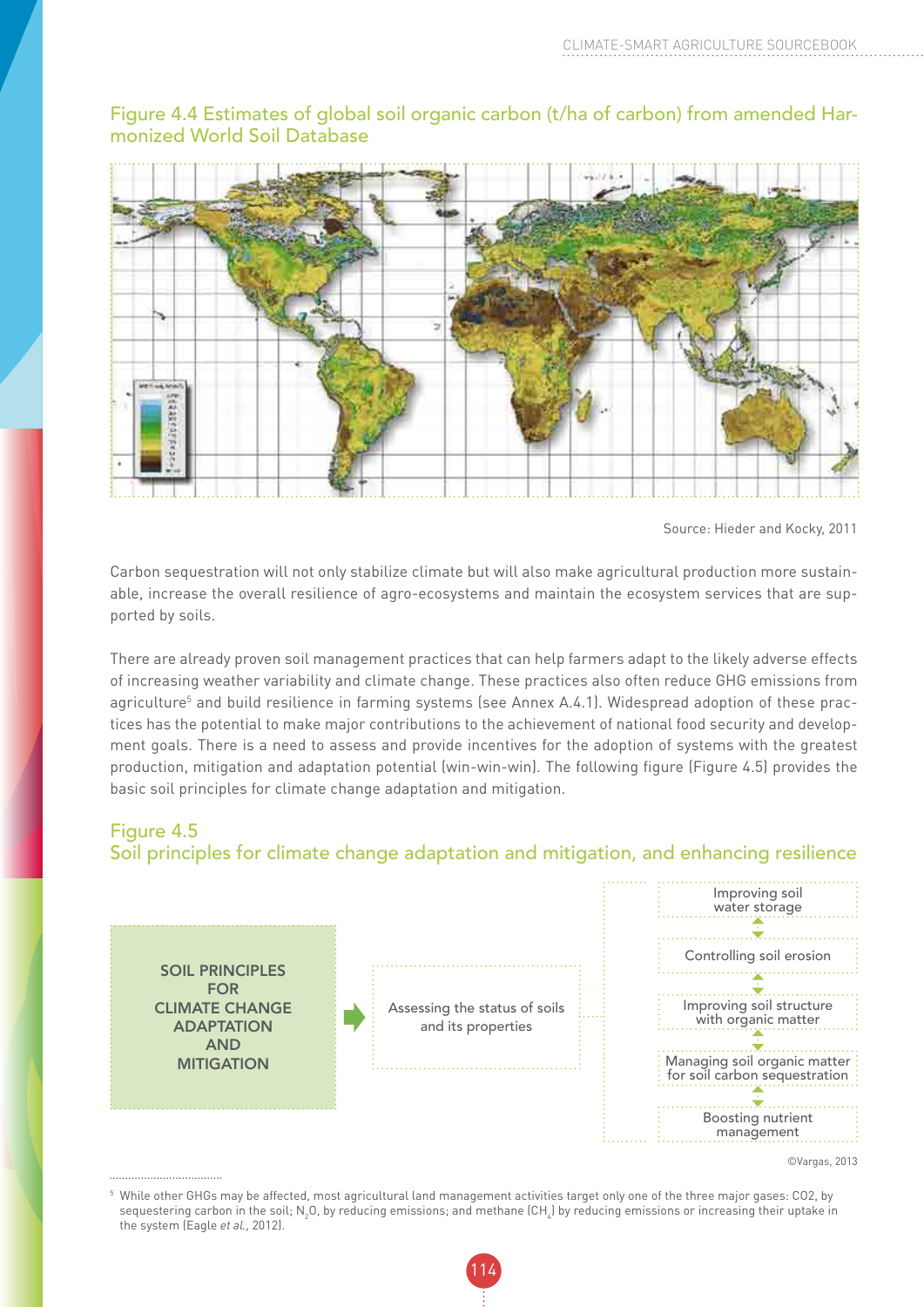Figure 4.4 Estimates of global soil organic carbon (t/ha of carbon) from amended Harmonized World Soil Database

Source: Hieder and Kocky, 2011

Carbon sequestration will not only stabilize climate but will also make agricultural production more sustainable, increase the overall resilience of agro-ecosystems and maintain the ecosystem services that are supported by soils.

There are already proven soil management practices that can help farmers adapt to the likely adverse effects of increasing weather variability and climate change. These practices also often reduce GHG emissions from agriculture[5] and build resilience in farming systems (see Annex A.4.1). Widespread adoption of these practices has the potential to make major contributions to the achievement of national food security and development goals. There is a need to assess and provide incentives for the adoption of systems with the greatest production, mitigation and adaptation potential (win-win-win). The following figure (Figure 4.5) provides the basic soil principles for climate change adaptation and mitigation.

Figure 4.5
Soil principles for climate change adaptation and mitigation, and enhancing resilience

SOIL PRINCIPLES FOR CLIMATE CHANGE ADAPTATION AND MITIGATION → Assessing the status of soils and its properties

- Improving soil water storage
- Controlling soil erosion
- Improving soil structure with organic matter
- Managing soil organic matter for soil carbon sequestration
- Boosting nutrient management

©Vargas, 2013

[5] While other GHGs may be affected, most agricultural land management activities target only one of the three major gases: CO2, by sequestering carbon in the soil; $N_2O$, by reducing emissions; and methane ($CH_4$) by reducing emissions or increasing their uptake in the system (Eagle *et al.*, 2012).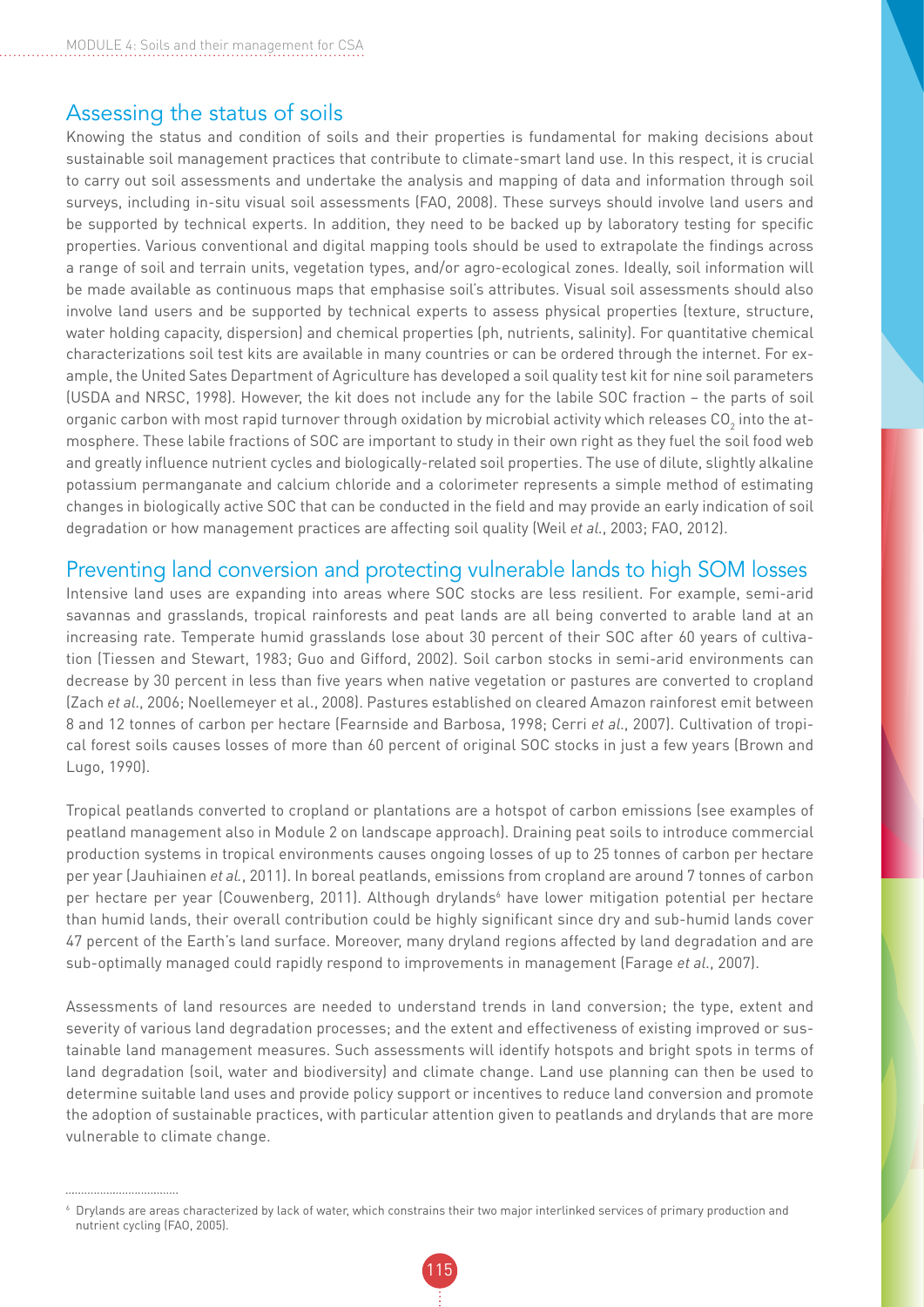## Assessing the status of soils

Knowing the status and condition of soils and their properties is fundamental for making decisions about sustainable soil management practices that contribute to climate-smart land use. In this respect, it is crucial to carry out soil assessments and undertake the analysis and mapping of data and information through soil surveys, including in-situ visual soil assessments (FAO, 2008). These surveys should involve land users and be supported by technical experts. In addition, they need to be backed up by laboratory testing for specific properties. Various conventional and digital mapping tools should be used to extrapolate the findings across a range of soil and terrain units, vegetation types, and/or agro-ecological zones. Ideally, soil information will be made available as continuous maps that emphasise soil's attributes. Visual soil assessments should also involve land users and be supported by technical experts to assess physical properties (texture, structure, water holding capacity, dispersion) and chemical properties (ph, nutrients, salinity). For quantitative chemical characterizations soil test kits are available in many countries or can be ordered through the internet. For example, the United Sates Department of Agriculture has developed a soil quality test kit for nine soil parameters (USDA and NRSC, 1998). However, the kit does not include any for the labile SOC fraction – the parts of soil organic carbon with most rapid turnover through oxidation by microbial activity which releases $CO_2$ into the atmosphere. These labile fractions of SOC are important to study in their own right as they fuel the soil food web and greatly influence nutrient cycles and biologically-related soil properties. The use of dilute, slightly alkaline potassium permanganate and calcium chloride and a colorimeter represents a simple method of estimating changes in biologically active SOC that can be conducted in the field and may provide an early indication of soil degradation or how management practices are affecting soil quality (Weil *et al.*, 2003; FAO, 2012).

## Preventing land conversion and protecting vulnerable lands to high SOM losses

Intensive land uses are expanding into areas where SOC stocks are less resilient. For example, semi-arid savannas and grasslands, tropical rainforests and peat lands are all being converted to arable land at an increasing rate. Temperate humid grasslands lose about 30 percent of their SOC after 60 years of cultivation (Tiessen and Stewart, 1983; Guo and Gifford, 2002). Soil carbon stocks in semi-arid environments can decrease by 30 percent in less than five years when native vegetation or pastures are converted to cropland (Zach *et al.*, 2006; Noellemeyer et al., 2008). Pastures established on cleared Amazon rainforest emit between 8 and 12 tonnes of carbon per hectare (Fearnside and Barbosa, 1998; Cerri *et al.*, 2007). Cultivation of tropical forest soils causes losses of more than 60 percent of original SOC stocks in just a few years (Brown and Lugo, 1990).

Tropical peatlands converted to cropland or plantations are a hotspot of carbon emissions (see examples of peatland management also in Module 2 on landscape approach). Draining peat soils to introduce commercial production systems in tropical environments causes ongoing losses of up to 25 tonnes of carbon per hectare per year (Jauhiainen *et al.*, 2011). In boreal peatlands, emissions from cropland are around 7 tonnes of carbon per hectare per year (Couwenberg, 2011). Although drylands[6] have lower mitigation potential per hectare than humid lands, their overall contribution could be highly significant since dry and sub-humid lands cover 47 percent of the Earth's land surface. Moreover, many dryland regions affected by land degradation and are sub-optimally managed could rapidly respond to improvements in management (Farage *et al.*, 2007).

Assessments of land resources are needed to understand trends in land conversion; the type, extent and severity of various land degradation processes; and the extent and effectiveness of existing improved or sustainable land management measures. Such assessments will identify hotspots and bright spots in terms of land degradation (soil, water and biodiversity) and climate change. Land use planning can then be used to determine suitable land uses and provide policy support or incentives to reduce land conversion and promote the adoption of sustainable practices, with particular attention given to peatlands and drylands that are more vulnerable to climate change.

[6] Drylands are areas characterized by lack of water, which constrains their two major interlinked services of primary production and nutrient cycling (FAO, 2005).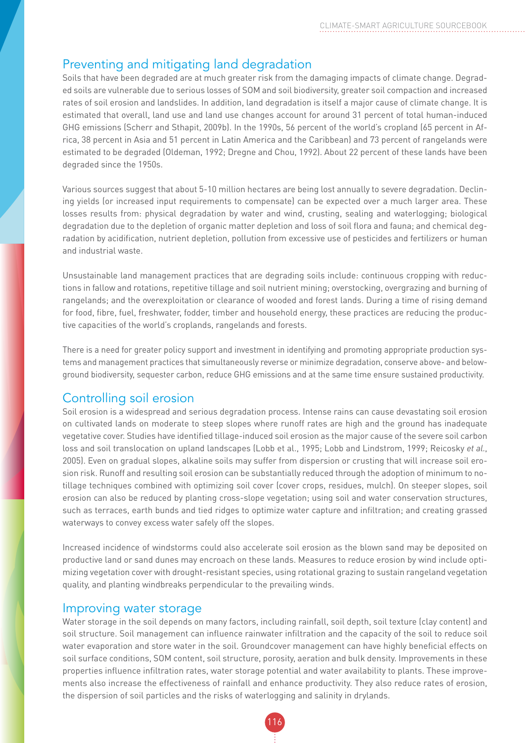## Preventing and mitigating land degradation

Soils that have been degraded are at much greater risk from the damaging impacts of climate change. Degraded soils are vulnerable due to serious losses of SOM and soil biodiversity, greater soil compaction and increased rates of soil erosion and landslides. In addition, land degradation is itself a major cause of climate change. It is estimated that overall, land use and land use changes account for around 31 percent of total human-induced GHG emissions (Scherr and Sthapit, 2009b). In the 1990s, 56 percent of the world's cropland (65 percent in Africa, 38 percent in Asia and 51 percent in Latin America and the Caribbean) and 73 percent of rangelands were estimated to be degraded (Oldeman, 1992; Dregne and Chou, 1992). About 22 percent of these lands have been degraded since the 1950s.

Various sources suggest that about 5-10 million hectares are being lost annually to severe degradation. Declining yields (or increased input requirements to compensate) can be expected over a much larger area. These losses results from: physical degradation by water and wind, crusting, sealing and waterlogging; biological degradation due to the depletion of organic matter depletion and loss of soil flora and fauna; and chemical degradation by acidification, nutrient depletion, pollution from excessive use of pesticides and fertilizers or human and industrial waste.

Unsustainable land management practices that are degrading soils include: continuous cropping with reductions in fallow and rotations, repetitive tillage and soil nutrient mining; overstocking, overgrazing and burning of rangelands; and the overexploitation or clearance of wooded and forest lands. During a time of rising demand for food, fibre, fuel, freshwater, fodder, timber and household energy, these practices are reducing the productive capacities of the world's croplands, rangelands and forests.

There is a need for greater policy support and investment in identifying and promoting appropriate production systems and management practices that simultaneously reverse or minimize degradation, conserve above- and below-ground biodiversity, sequester carbon, reduce GHG emissions and at the same time ensure sustained productivity.

## Controlling soil erosion

Soil erosion is a widespread and serious degradation process. Intense rains can cause devastating soil erosion on cultivated lands on moderate to steep slopes where runoff rates are high and the ground has inadequate vegetative cover. Studies have identified tillage-induced soil erosion as the major cause of the severe soil carbon loss and soil translocation on upland landscapes (Lobb et al., 1995; Lobb and Lindstrom, 1999; Reicosky *et al.*, 2005). Even on gradual slopes, alkaline soils may suffer from dispersion or crusting that will increase soil erosion risk. Runoff and resulting soil erosion can be substantially reduced through the adoption of minimum to no-tillage techniques combined with optimizing soil cover (cover crops, residues, mulch). On steeper slopes, soil erosion can also be reduced by planting cross-slope vegetation; using soil and water conservation structures, such as terraces, earth bunds and tied ridges to optimize water capture and infiltration; and creating grassed waterways to convey excess water safely off the slopes.

Increased incidence of windstorms could also accelerate soil erosion as the blown sand may be deposited on productive land or sand dunes may encroach on these lands. Measures to reduce erosion by wind include optimizing vegetation cover with drought-resistant species, using rotational grazing to sustain rangeland vegetation quality, and planting windbreaks perpendicular to the prevailing winds.

## Improving water storage

Water storage in the soil depends on many factors, including rainfall, soil depth, soil texture (clay content) and soil structure. Soil management can influence rainwater infiltration and the capacity of the soil to reduce soil water evaporation and store water in the soil. Groundcover management can have highly beneficial effects on soil surface conditions, SOM content, soil structure, porosity, aeration and bulk density. Improvements in these properties influence infiltration rates, water storage potential and water availability to plants. These improvements also increase the effectiveness of rainfall and enhance productivity. They also reduce rates of erosion, the dispersion of soil particles and the risks of waterlogging and salinity in drylands.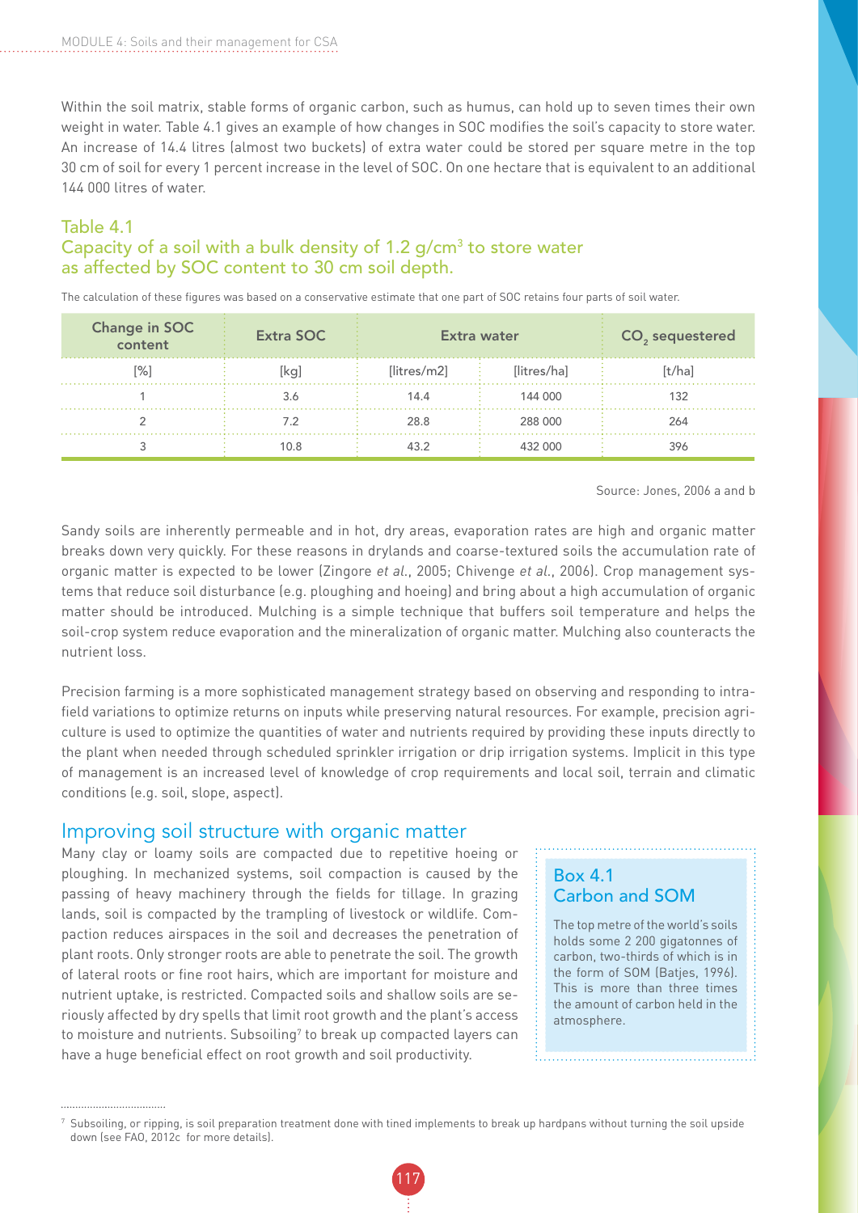Within the soil matrix, stable forms of organic carbon, such as humus, can hold up to seven times their own weight in water. Table 4.1 gives an example of how changes in SOC modifies the soil's capacity to store water. An increase of 14.4 litres (almost two buckets) of extra water could be stored per square metre in the top 30 cm of soil for every 1 percent increase in the level of SOC. On one hectare that is equivalent to an additional 144 000 litres of water.

### Table 4.1
### Capacity of a soil with a bulk density of 1.2 g/cm$^3$ to store water as affected by SOC content to 30 cm soil depth.

The calculation of these figures was based on a conservative estimate that one part of SOC retains four parts of soil water.

| Change in SOC content | Extra SOC | Extra water | | $CO_2$ sequestered |
|---|---|---|---|---|
| [%] | [kg] | [litres/m2] | [litres/ha] | [t/ha] |
| 1 | 3.6 | 14.4 | 144 000 | 132 |
| 2 | 7.2 | 28.8 | 288 000 | 264 |
| 3 | 10.8 | 43.2 | 432 000 | 396 |

Source: Jones, 2006 a and b

Sandy soils are inherently permeable and in hot, dry areas, evaporation rates are high and organic matter breaks down very quickly. For these reasons in drylands and coarse-textured soils the accumulation rate of organic matter is expected to be lower (Zingore *et al.*, 2005; Chivenge *et al.*, 2006). Crop management systems that reduce soil disturbance (e.g. ploughing and hoeing) and bring about a high accumulation of organic matter should be introduced. Mulching is a simple technique that buffers soil temperature and helps the soil-crop system reduce evaporation and the mineralization of organic matter. Mulching also counteracts the nutrient loss.

Precision farming is a more sophisticated management strategy based on observing and responding to intra-field variations to optimize returns on inputs while preserving natural resources. For example, precision agriculture is used to optimize the quantities of water and nutrients required by providing these inputs directly to the plant when needed through scheduled sprinkler irrigation or drip irrigation systems. Implicit in this type of management is an increased level of knowledge of crop requirements and local soil, terrain and climatic conditions (e.g. soil, slope, aspect).

## Improving soil structure with organic matter

Many clay or loamy soils are compacted due to repetitive hoeing or ploughing. In mechanized systems, soil compaction is caused by the passing of heavy machinery through the fields for tillage. In grazing lands, soil is compacted by the trampling of livestock or wildlife. Compaction reduces airspaces in the soil and decreases the penetration of plant roots. Only stronger roots are able to penetrate the soil. The growth of lateral roots or fine root hairs, which are important for moisture and nutrient uptake, is restricted. Compacted soils and shallow soils are seriously affected by dry spells that limit root growth and the plant's access to moisture and nutrients. Subsoiling[7] to break up compacted layers can have a huge beneficial effect on root growth and soil productivity.

### Box 4.1
### Carbon and SOM

The top metre of the world's soils holds some 2 200 gigatonnes of carbon, two-thirds of which is in the form of SOM (Batjes, 1996). This is more than three times the amount of carbon held in the atmosphere.

---

[7] Subsoiling, or ripping, is soil preparation treatment done with tined implements to break up hardpans without turning the soil upside down (see FAO, 2012c for more details).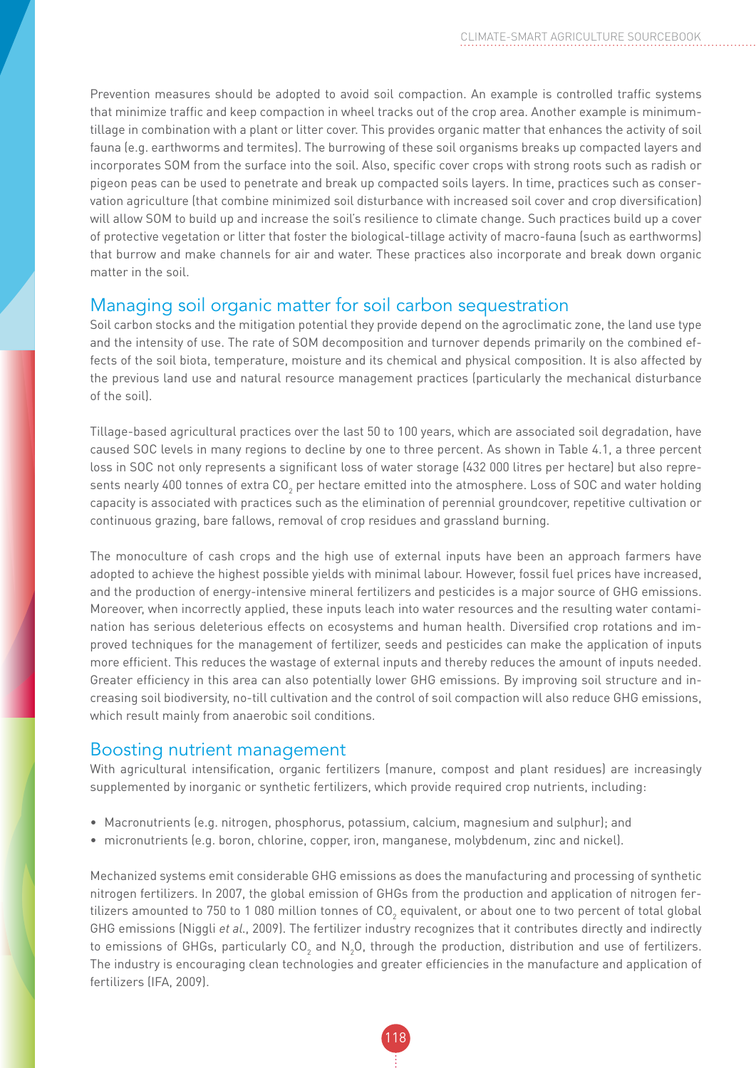Prevention measures should be adopted to avoid soil compaction. An example is controlled traffic systems that minimize traffic and keep compaction in wheel tracks out of the crop area. Another example is minimum-tillage in combination with a plant or litter cover. This provides organic matter that enhances the activity of soil fauna (e.g. earthworms and termites). The burrowing of these soil organisms breaks up compacted layers and incorporates SOM from the surface into the soil. Also, specific cover crops with strong roots such as radish or pigeon peas can be used to penetrate and break up compacted soils layers. In time, practices such as conservation agriculture (that combine minimized soil disturbance with increased soil cover and crop diversification) will allow SOM to build up and increase the soil's resilience to climate change. Such practices build up a cover of protective vegetation or litter that foster the biological-tillage activity of macro-fauna (such as earthworms) that burrow and make channels for air and water. These practices also incorporate and break down organic matter in the soil.

## Managing soil organic matter for soil carbon sequestration

Soil carbon stocks and the mitigation potential they provide depend on the agroclimatic zone, the land use type and the intensity of use. The rate of SOM decomposition and turnover depends primarily on the combined effects of the soil biota, temperature, moisture and its chemical and physical composition. It is also affected by the previous land use and natural resource management practices (particularly the mechanical disturbance of the soil).

Tillage-based agricultural practices over the last 50 to 100 years, which are associated soil degradation, have caused SOC levels in many regions to decline by one to three percent. As shown in Table 4.1, a three percent loss in SOC not only represents a significant loss of water storage (432 000 litres per hectare) but also represents nearly 400 tonnes of extra $CO_2$ per hectare emitted into the atmosphere. Loss of SOC and water holding capacity is associated with practices such as the elimination of perennial groundcover, repetitive cultivation or continuous grazing, bare fallows, removal of crop residues and grassland burning.

The monoculture of cash crops and the high use of external inputs have been an approach farmers have adopted to achieve the highest possible yields with minimal labour. However, fossil fuel prices have increased, and the production of energy-intensive mineral fertilizers and pesticides is a major source of GHG emissions. Moreover, when incorrectly applied, these inputs leach into water resources and the resulting water contamination has serious deleterious effects on ecosystems and human health. Diversified crop rotations and improved techniques for the management of fertilizer, seeds and pesticides can make the application of inputs more efficient. This reduces the wastage of external inputs and thereby reduces the amount of inputs needed. Greater efficiency in this area can also potentially lower GHG emissions. By improving soil structure and increasing soil biodiversity, no-till cultivation and the control of soil compaction will also reduce GHG emissions, which result mainly from anaerobic soil conditions.

## Boosting nutrient management

With agricultural intensification, organic fertilizers (manure, compost and plant residues) are increasingly supplemented by inorganic or synthetic fertilizers, which provide required crop nutrients, including:

- Macronutrients (e.g. nitrogen, phosphorus, potassium, calcium, magnesium and sulphur); and
- micronutrients (e.g. boron, chlorine, copper, iron, manganese, molybdenum, zinc and nickel).

Mechanized systems emit considerable GHG emissions as does the manufacturing and processing of synthetic nitrogen fertilizers. In 2007, the global emission of GHGs from the production and application of nitrogen fertilizers amounted to 750 to 1 080 million tonnes of $CO_2$ equivalent, or about one to two percent of total global GHG emissions (Niggli *et al.*, 2009). The fertilizer industry recognizes that it contributes directly and indirectly to emissions of GHGs, particularly $CO_2$ and $N_2O$, through the production, distribution and use of fertilizers. The industry is encouraging clean technologies and greater efficiencies in the manufacture and application of fertilizers (IFA, 2009).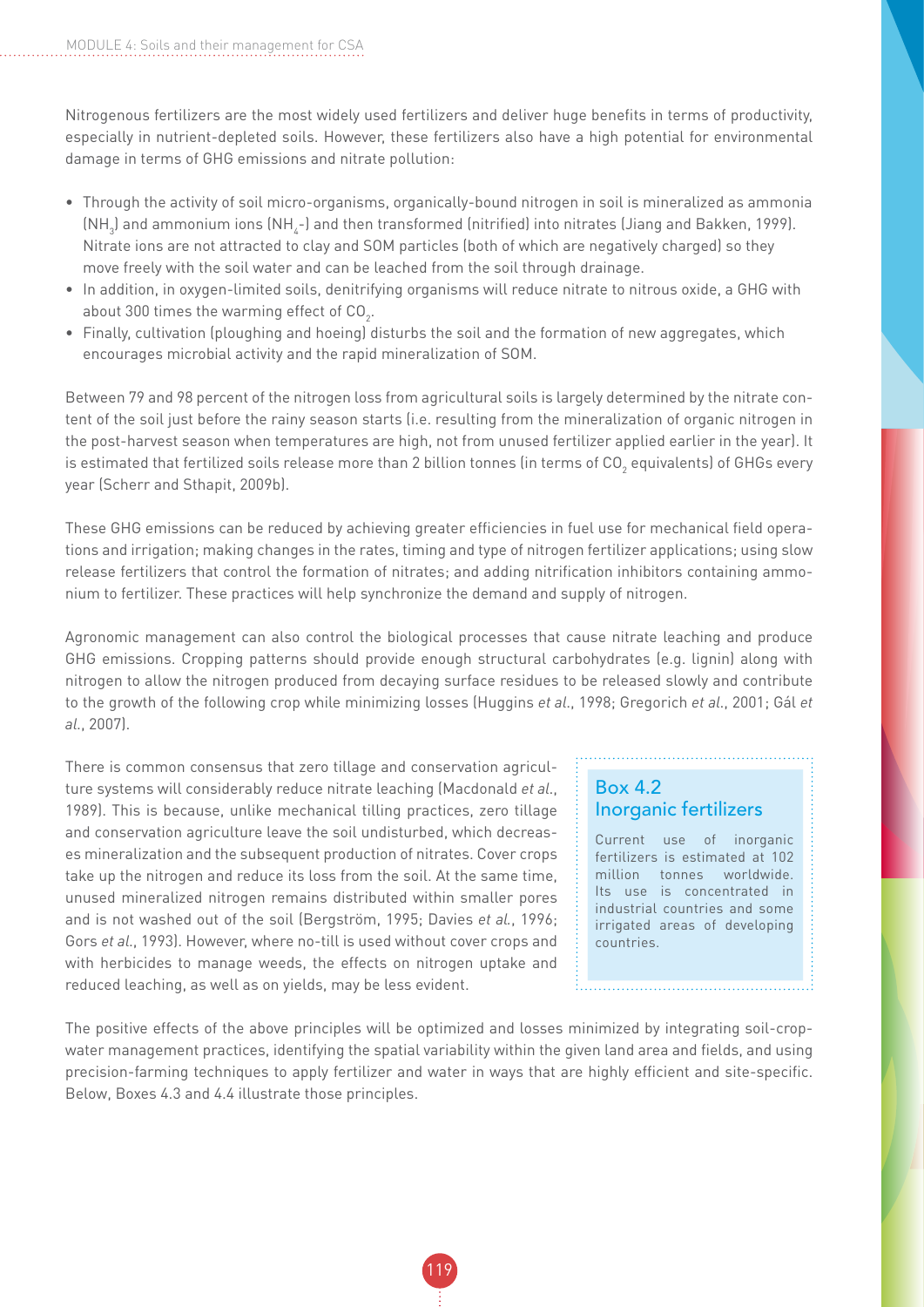Nitrogenous fertilizers are the most widely used fertilizers and deliver huge benefits in terms of productivity, especially in nutrient-depleted soils. However, these fertilizers also have a high potential for environmental damage in terms of GHG emissions and nitrate pollution:

- Through the activity of soil micro-organisms, organically-bound nitrogen in soil is mineralized as ammonia ($NH_3$) and ammonium ions ($NH_4$-) and then transformed (nitrified) into nitrates (Jiang and Bakken, 1999). Nitrate ions are not attracted to clay and SOM particles (both of which are negatively charged) so they move freely with the soil water and can be leached from the soil through drainage.
- In addition, in oxygen-limited soils, denitrifying organisms will reduce nitrate to nitrous oxide, a GHG with about 300 times the warming effect of $CO_2$.
- Finally, cultivation (ploughing and hoeing) disturbs the soil and the formation of new aggregates, which encourages microbial activity and the rapid mineralization of SOM.

Between 79 and 98 percent of the nitrogen loss from agricultural soils is largely determined by the nitrate content of the soil just before the rainy season starts (i.e. resulting from the mineralization of organic nitrogen in the post-harvest season when temperatures are high, not from unused fertilizer applied earlier in the year). It is estimated that fertilized soils release more than 2 billion tonnes (in terms of $CO_2$ equivalents) of GHGs every year (Scherr and Sthapit, 2009b).

These GHG emissions can be reduced by achieving greater efficiencies in fuel use for mechanical field operations and irrigation; making changes in the rates, timing and type of nitrogen fertilizer applications; using slow release fertilizers that control the formation of nitrates; and adding nitrification inhibitors containing ammonium to fertilizer. These practices will help synchronize the demand and supply of nitrogen.

Agronomic management can also control the biological processes that cause nitrate leaching and produce GHG emissions. Cropping patterns should provide enough structural carbohydrates (e.g. lignin) along with nitrogen to allow the nitrogen produced from decaying surface residues to be released slowly and contribute to the growth of the following crop while minimizing losses (Huggins *et al.*, 1998; Gregorich *et al.*, 2001; Gál *et al.*, 2007).

There is common consensus that zero tillage and conservation agriculture systems will considerably reduce nitrate leaching (Macdonald *et al.*, 1989). This is because, unlike mechanical tilling practices, zero tillage and conservation agriculture leave the soil undisturbed, which decreases mineralization and the subsequent production of nitrates. Cover crops take up the nitrogen and reduce its loss from the soil. At the same time, unused mineralized nitrogen remains distributed within smaller pores and is not washed out of the soil (Bergström, 1995; Davies *et al.*, 1996; Gors *et al.*, 1993). However, where no-till is used without cover crops and with herbicides to manage weeds, the effects on nitrogen uptake and reduced leaching, as well as on yields, may be less evident.

> ### Box 4.2
> ### Inorganic fertilizers
>
> Current use of inorganic fertilizers is estimated at 102 million tonnes worldwide. Its use is concentrated in industrial countries and some irrigated areas of developing countries.

The positive effects of the above principles will be optimized and losses minimized by integrating soil-crop-water management practices, identifying the spatial variability within the given land area and fields, and using precision-farming techniques to apply fertilizer and water in ways that are highly efficient and site-specific. Below, Boxes 4.3 and 4.4 illustrate those principles.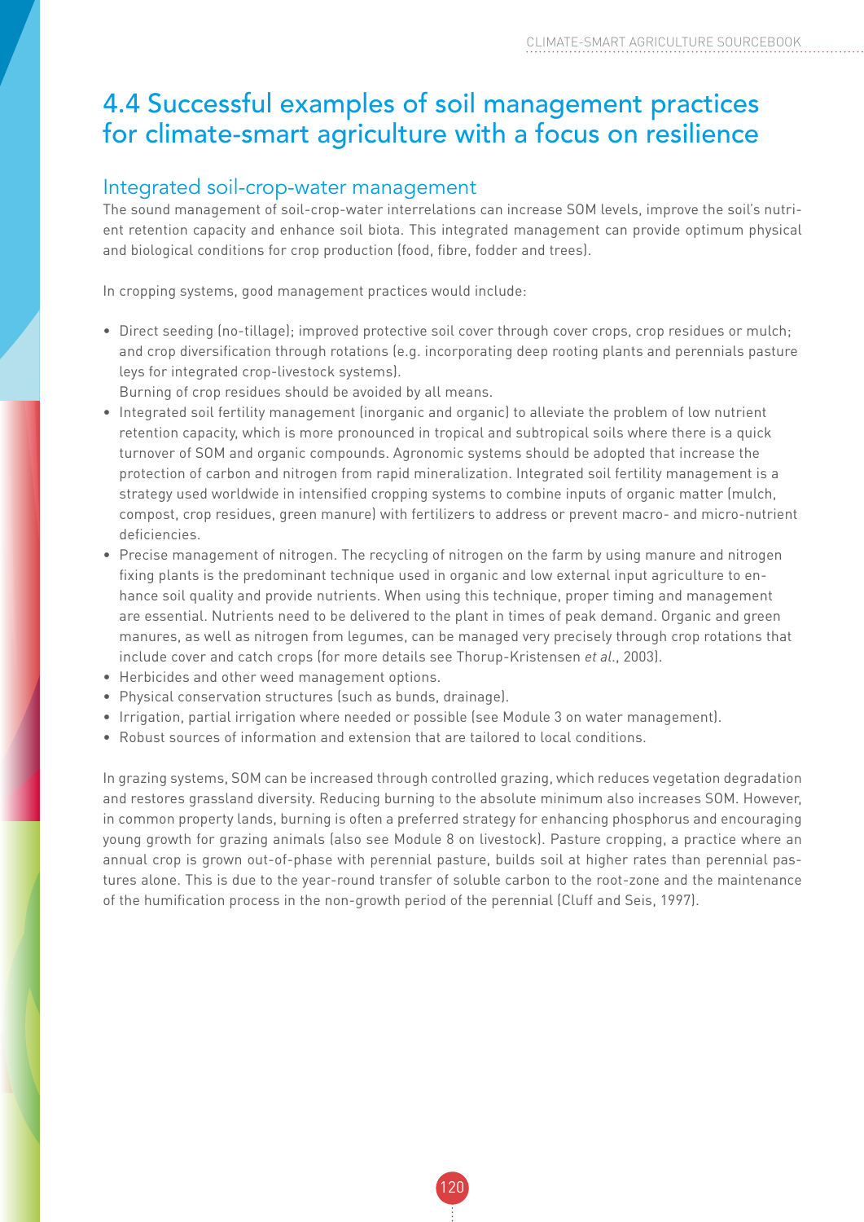## 4.4 Successful examples of soil management practices for climate-smart agriculture with a focus on resilience

### Integrated soil-crop-water management

The sound management of soil-crop-water interrelations can increase SOM levels, improve the soil's nutrient retention capacity and enhance soil biota. This integrated management can provide optimum physical and biological conditions for crop production (food, fibre, fodder and trees).

In cropping systems, good management practices would include:

- Direct seeding (no-tillage); improved protective soil cover through cover crops, crop residues or mulch; and crop diversification through rotations (e.g. incorporating deep rooting plants and perennials pasture leys for integrated crop-livestock systems).
  Burning of crop residues should be avoided by all means.
- Integrated soil fertility management (inorganic and organic) to alleviate the problem of low nutrient retention capacity, which is more pronounced in tropical and subtropical soils where there is a quick turnover of SOM and organic compounds. Agronomic systems should be adopted that increase the protection of carbon and nitrogen from rapid mineralization. Integrated soil fertility management is a strategy used worldwide in intensified cropping systems to combine inputs of organic matter (mulch, compost, crop residues, green manure) with fertilizers to address or prevent macro- and micro-nutrient deficiencies.
- Precise management of nitrogen. The recycling of nitrogen on the farm by using manure and nitrogen fixing plants is the predominant technique used in organic and low external input agriculture to enhance soil quality and provide nutrients. When using this technique, proper timing and management are essential. Nutrients need to be delivered to the plant in times of peak demand. Organic and green manures, as well as nitrogen from legumes, can be managed very precisely through crop rotations that include cover and catch crops (for more details see Thorup-Kristensen *et al.*, 2003).
- Herbicides and other weed management options.
- Physical conservation structures (such as bunds, drainage).
- Irrigation, partial irrigation where needed or possible (see Module 3 on water management).
- Robust sources of information and extension that are tailored to local conditions.

In grazing systems, SOM can be increased through controlled grazing, which reduces vegetation degradation and restores grassland diversity. Reducing burning to the absolute minimum also increases SOM. However, in common property lands, burning is often a preferred strategy for enhancing phosphorus and encouraging young growth for grazing animals (also see Module 8 on livestock). Pasture cropping, a practice where an annual crop is grown out-of-phase with perennial pasture, builds soil at higher rates than perennial pastures alone. This is due to the year-round transfer of soluble carbon to the root-zone and the maintenance of the humification process in the non-growth period of the perennial (Cluff and Seis, 1997).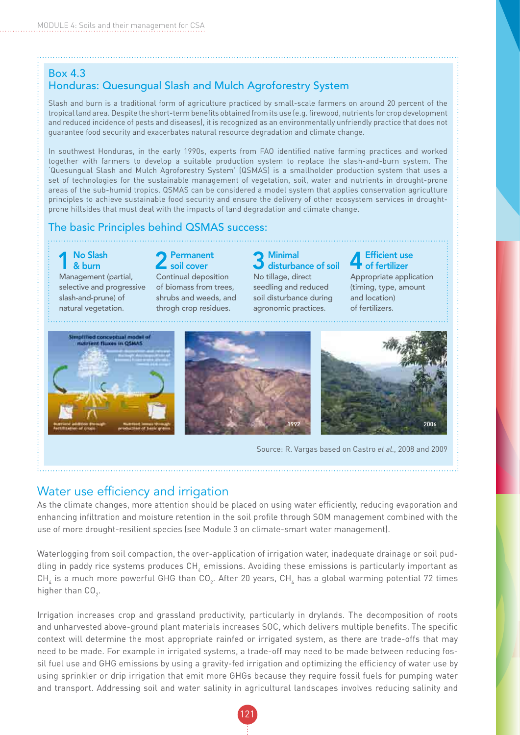## Box 4.3
## Honduras: Quesungual Slash and Mulch Agroforestry System

Slash and burn is a traditional form of agriculture practiced by small-scale farmers on around 20 percent of the tropical land area. Despite the short-term benefits obtained from its use (e.g. firewood, nutrients for crop development and reduced incidence of pests and diseases), it is recognized as an environmentally unfriendly practice that does not guarantee food security and exacerbates natural resource degradation and climate change.

In southwest Honduras, in the early 1990s, experts from FAO identified native farming practices and worked together with farmers to develop a suitable production system to replace the slash-and-burn system. The 'Quesungual Slash and Mulch Agroforestry System' (QSMAS) is a smallholder production system that uses a set of technologies for the sustainable management of vegetation, soil, water and nutrients in drought-prone areas of the sub-humid tropics. QSMAS can be considered a model system that applies conservation agriculture principles to achieve sustainable food security and ensure the delivery of other ecosystem services in drought-prone hillsides that must deal with the impacts of land degradation and climate change.

### The basic Principles behind QSMAS success:

**1 No Slash & burn**
Management (partial, selective and progressive slash-and-prune) of natural vegetation.

**2 Permanent soil cover**
Continual deposition of biomass from trees, shrubs and weeds, and throgh crop residues.

**3 Minimal disturbance of soil**
No tillage, direct seedling and reduced soil disturbance during agronomic practices.

**4 Efficient use of fertilizer**
Appropriate application (timing, type, amount and location) of fertilizers.

Source: R. Vargas based on Castro *et al.*, 2008 and 2009

## Water use efficiency and irrigation

As the climate changes, more attention should be placed on using water efficiently, reducing evaporation and enhancing infiltration and moisture retention in the soil profile through SOM management combined with the use of more drought-resilient species (see Module 3 on climate-smart water management).

Waterlogging from soil compaction, the over-application of irrigation water, inadequate drainage or soil puddling in paddy rice systems produces $CH_4$ emissions. Avoiding these emissions is particularly important as $CH_4$ is a much more powerful GHG than $CO_2$. After 20 years, $CH_4$ has a global warming potential 72 times higher than $CO_2$.

Irrigation increases crop and grassland productivity, particularly in drylands. The decomposition of roots and unharvested above-ground plant materials increases SOC, which delivers multiple benefits. The specific context will determine the most appropriate rainfed or irrigated system, as there are trade-offs that may need to be made. For example in irrigated systems, a trade-off may need to be made between reducing fossil fuel use and GHG emissions by using a gravity-fed irrigation and optimizing the efficiency of water use by using sprinkler or drip irrigation that emit more GHGs because they require fossil fuels for pumping water and transport. Addressing soil and water salinity in agricultural landscapes involves reducing salinity and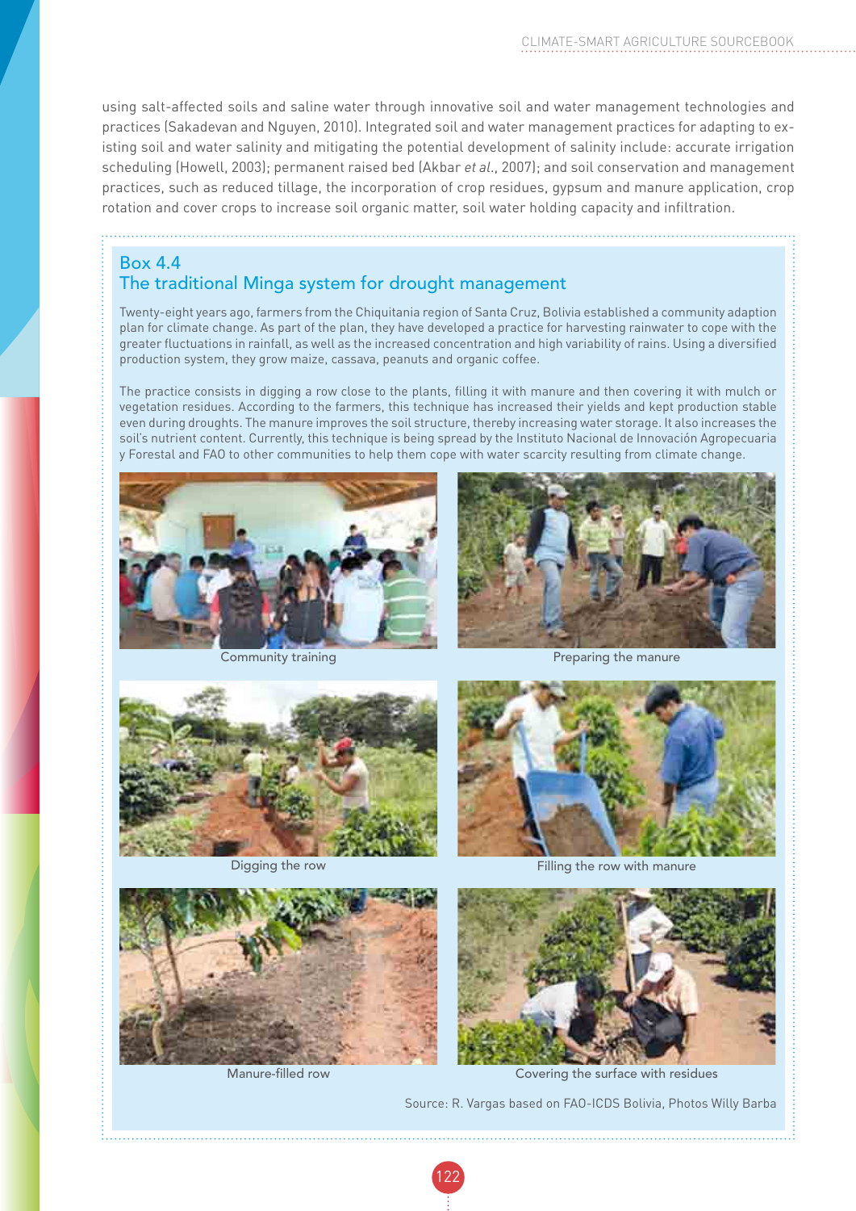using salt-affected soils and saline water through innovative soil and water management technologies and practices (Sakadevan and Nguyen, 2010). Integrated soil and water management practices for adapting to existing soil and water salinity and mitigating the potential development of salinity include: accurate irrigation scheduling (Howell, 2003); permanent raised bed (Akbar *et al.*, 2007); and soil conservation and management practices, such as reduced tillage, the incorporation of crop residues, gypsum and manure application, crop rotation and cover crops to increase soil organic matter, soil water holding capacity and infiltration.

## Box 4.4
## The traditional Minga system for drought management

Twenty-eight years ago, farmers from the Chiquitania region of Santa Cruz, Bolivia established a community adaption plan for climate change. As part of the plan, they have developed a practice for harvesting rainwater to cope with the greater fluctuations in rainfall, as well as the increased concentration and high variability of rains. Using a diversified production system, they grow maize, cassava, peanuts and organic coffee.

The practice consists in digging a row close to the plants, filling it with manure and then covering it with mulch or vegetation residues. According to the farmers, this technique has increased their yields and kept production stable even during droughts. The manure improves the soil structure, thereby increasing water storage. It also increases the soil's nutrient content. Currently, this technique is being spread by the Instituto Nacional de Innovación Agropecuaria y Forestal and FAO to other communities to help them cope with water scarcity resulting from climate change.

Community training

Preparing the manure

Digging the row

Filling the row with manure

Manure-filled row

Covering the surface with residues

Source: R. Vargas based on FAO-ICDS Bolivia, Photos Willy Barba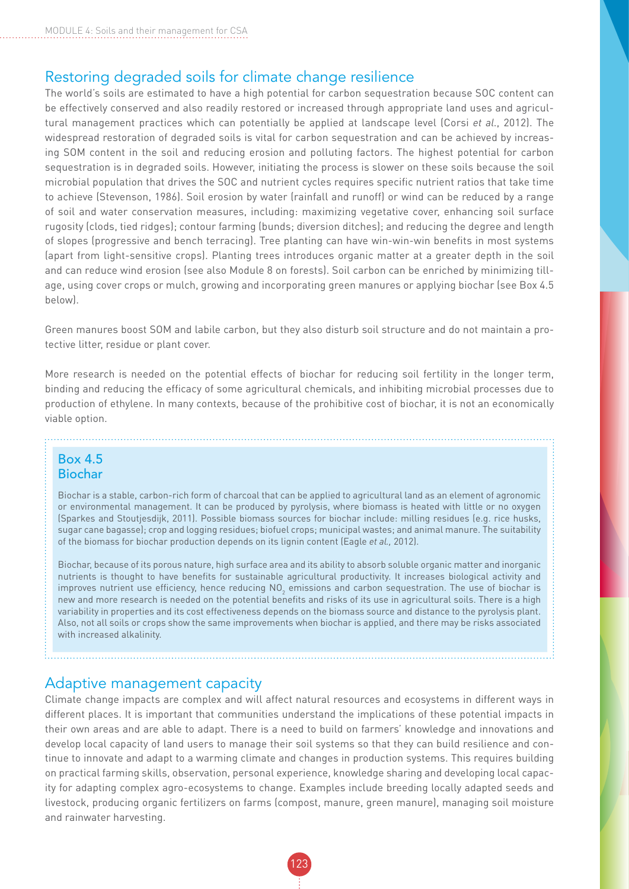## Restoring degraded soils for climate change resilience

The world's soils are estimated to have a high potential for carbon sequestration because SOC content can be effectively conserved and also readily restored or increased through appropriate land uses and agricultural management practices which can potentially be applied at landscape level (Corsi *et al.*, 2012). The widespread restoration of degraded soils is vital for carbon sequestration and can be achieved by increasing SOM content in the soil and reducing erosion and polluting factors. The highest potential for carbon sequestration is in degraded soils. However, initiating the process is slower on these soils because the soil microbial population that drives the SOC and nutrient cycles requires specific nutrient ratios that take time to achieve (Stevenson, 1986). Soil erosion by water (rainfall and runoff) or wind can be reduced by a range of soil and water conservation measures, including: maximizing vegetative cover, enhancing soil surface rugosity (clods, tied ridges); contour farming (bunds; diversion ditches); and reducing the degree and length of slopes (progressive and bench terracing). Tree planting can have win-win-win benefits in most systems (apart from light-sensitive crops). Planting trees introduces organic matter at a greater depth in the soil and can reduce wind erosion (see also Module 8 on forests). Soil carbon can be enriched by minimizing tillage, using cover crops or mulch, growing and incorporating green manures or applying biochar (see Box 4.5 below).

Green manures boost SOM and labile carbon, but they also disturb soil structure and do not maintain a protective litter, residue or plant cover.

More research is needed on the potential effects of biochar for reducing soil fertility in the longer term, binding and reducing the efficacy of some agricultural chemicals, and inhibiting microbial processes due to production of ethylene. In many contexts, because of the prohibitive cost of biochar, it is not an economically viable option.

### Box 4.5
### Biochar

Biochar is a stable, carbon-rich form of charcoal that can be applied to agricultural land as an element of agronomic or environmental management. It can be produced by pyrolysis, where biomass is heated with little or no oxygen (Sparkes and Stoutjesdijk, 2011). Possible biomass sources for biochar include: milling residues (e.g. rice husks, sugar cane bagasse); crop and logging residues; biofuel crops; municipal wastes; and animal manure. The suitability of the biomass for biochar production depends on its lignin content (Eagle *et al.*, 2012).

Biochar, because of its porous nature, high surface area and its ability to absorb soluble organic matter and inorganic nutrients is thought to have benefits for sustainable agricultural productivity. It increases biological activity and improves nutrient use efficiency, hence reducing $NO_2$ emissions and carbon sequestration. The use of biochar is new and more research is needed on the potential benefits and risks of its use in agricultural soils. There is a high variability in properties and its cost effectiveness depends on the biomass source and distance to the pyrolysis plant. Also, not all soils or crops show the same improvements when biochar is applied, and there may be risks associated with increased alkalinity.

## Adaptive management capacity

Climate change impacts are complex and will affect natural resources and ecosystems in different ways in different places. It is important that communities understand the implications of these potential impacts in their own areas and are able to adapt. There is a need to build on farmers' knowledge and innovations and develop local capacity of land users to manage their soil systems so that they can build resilience and continue to innovate and adapt to a warming climate and changes in production systems. This requires building on practical farming skills, observation, personal experience, knowledge sharing and developing local capacity for adapting complex agro-ecosystems to change. Examples include breeding locally adapted seeds and livestock, producing organic fertilizers on farms (compost, manure, green manure), managing soil moisture and rainwater harvesting.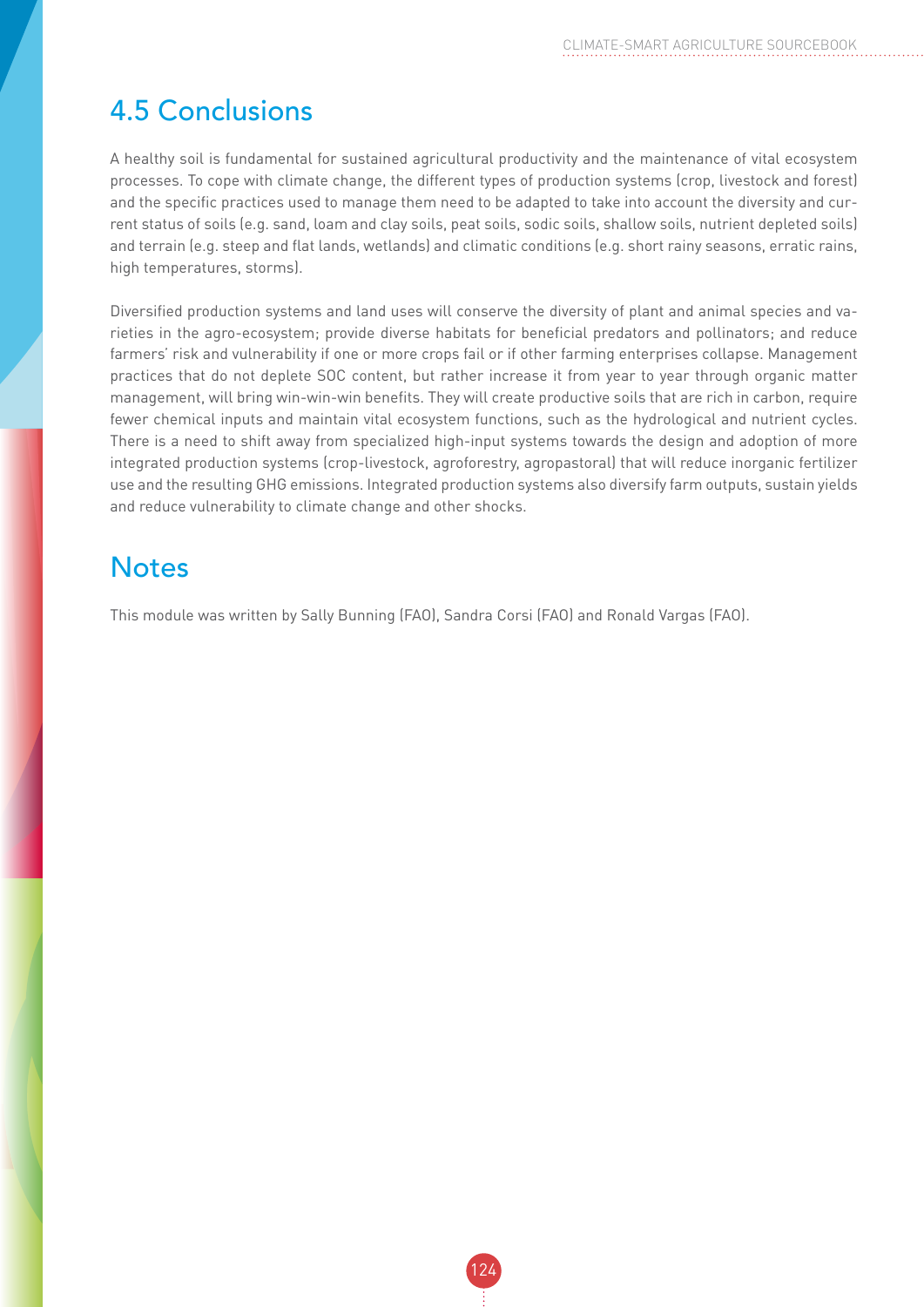## 4.5 Conclusions

A healthy soil is fundamental for sustained agricultural productivity and the maintenance of vital ecosystem processes. To cope with climate change, the different types of production systems (crop, livestock and forest) and the specific practices used to manage them need to be adapted to take into account the diversity and current status of soils (e.g. sand, loam and clay soils, peat soils, sodic soils, shallow soils, nutrient depleted soils) and terrain (e.g. steep and flat lands, wetlands) and climatic conditions (e.g. short rainy seasons, erratic rains, high temperatures, storms).

Diversified production systems and land uses will conserve the diversity of plant and animal species and varieties in the agro-ecosystem; provide diverse habitats for beneficial predators and pollinators; and reduce farmers' risk and vulnerability if one or more crops fail or if other farming enterprises collapse. Management practices that do not deplete SOC content, but rather increase it from year to year through organic matter management, will bring win-win-win benefits. They will create productive soils that are rich in carbon, require fewer chemical inputs and maintain vital ecosystem functions, such as the hydrological and nutrient cycles. There is a need to shift away from specialized high-input systems towards the design and adoption of more integrated production systems (crop-livestock, agroforestry, agropastoral) that will reduce inorganic fertilizer use and the resulting GHG emissions. Integrated production systems also diversify farm outputs, sustain yields and reduce vulnerability to climate change and other shocks.

## Notes

This module was written by Sally Bunning (FAO), Sandra Corsi (FAO) and Ronald Vargas (FAO).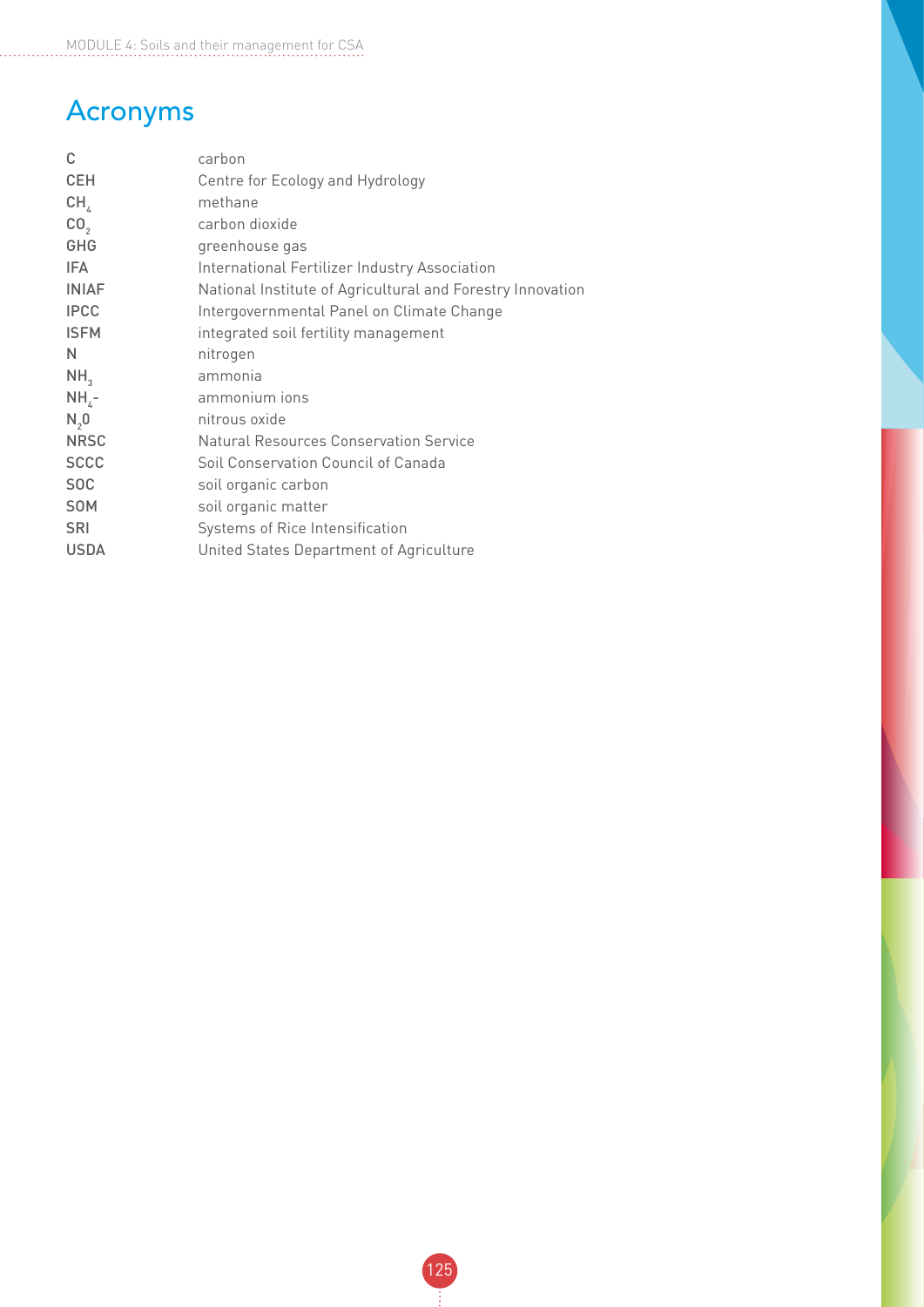# Acronyms

| | |
|---|---|
| C | carbon |
| CEH | Centre for Ecology and Hydrology |
| $CH_4$ | methane |
| $CO_2$ | carbon dioxide |
| GHG | greenhouse gas |
| IFA | International Fertilizer Industry Association |
| INIAF | National Institute of Agricultural and Forestry Innovation |
| IPCC | Intergovernmental Panel on Climate Change |
| ISFM | integrated soil fertility management |
| N | nitrogen |
| $NH_3$ | ammonia |
| $NH_4$- | ammonium ions |
| $N_2O$ | nitrous oxide |
| NRSC | Natural Resources Conservation Service |
| SCCC | Soil Conservation Council of Canada |
| SOC | soil organic carbon |
| SOM | soil organic matter |
| SRI | Systems of Rice Intensification |
| USDA | United States Department of Agriculture |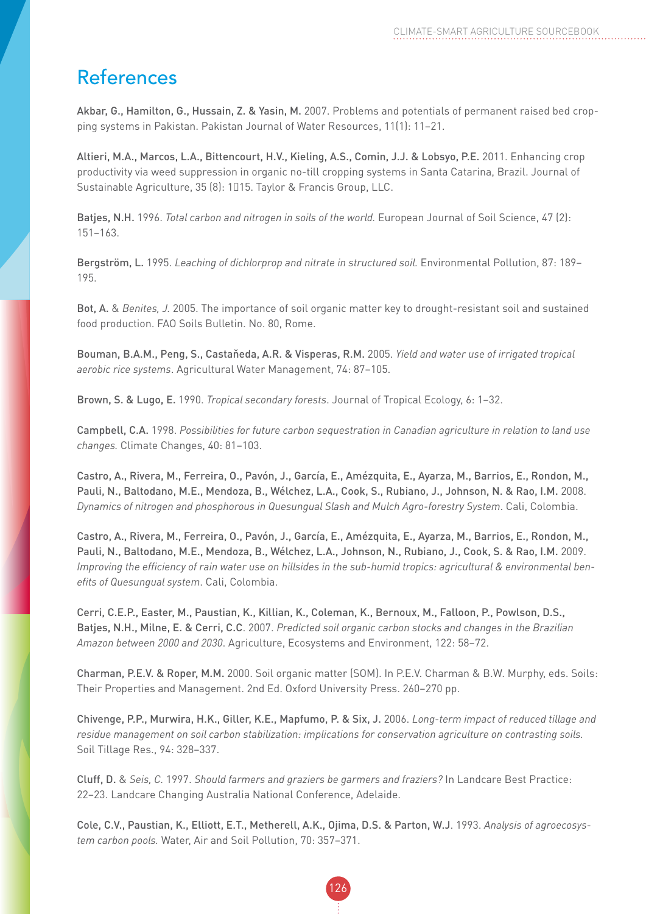# References

**Akbar, G., Hamilton, G., Hussain, Z. & Yasin, M.** 2007. Problems and potentials of permanent raised bed cropping systems in Pakistan. Pakistan Journal of Water Resources, 11(1): 11–21.

**Altieri, M.A., Marcos, L.A., Bittencourt, H.V., Kieling, A.S., Comin, J.J. & Lobsyo, P.E.** 2011. Enhancing crop productivity via weed suppression in organic no-till cropping systems in Santa Catarina, Brazil. Journal of Sustainable Agriculture, 35 (8): 1�15. Taylor & Francis Group, LLC.

**Batjes, N.H.** 1996. *Total carbon and nitrogen in soils of the world.* European Journal of Soil Science, 47 (2): 151–163.

**Bergström, L.** 1995. *Leaching of dichlorprop and nitrate in structured soil.* Environmental Pollution, 87: 189–195.

**Bot, A.** & *Benites, J.* 2005. The importance of soil organic matter key to drought-resistant soil and sustained food production. FAO Soils Bulletin. No. 80, Rome.

**Bouman, B.A.M., Peng, S., Castañeda, A.R. & Visperas, R.M.** 2005. *Yield and water use of irrigated tropical aerobic rice systems*. Agricultural Water Management, 74: 87–105.

**Brown, S. & Lugo, E.** 1990. *Tropical secondary forests*. Journal of Tropical Ecology, 6: 1–32.

**Campbell, C.A.** 1998. *Possibilities for future carbon sequestration in Canadian agriculture in relation to land use changes.* Climate Changes, 40: 81–103.

**Castro, A., Rivera, M., Ferreira, O., Pavón, J., García, E., Amézquita, E., Ayarza, M., Barrios, E., Rondon, M., Pauli, N., Baltodano, M.E., Mendoza, B., Wélchez, L.A., Cook, S., Rubiano, J., Johnson, N. & Rao, I.M.** 2008. *Dynamics of nitrogen and phosphorous in Quesungual Slash and Mulch Agro-forestry System*. Cali, Colombia.

**Castro, A., Rivera, M., Ferreira, O., Pavón, J., García, E., Amézquita, E., Ayarza, M., Barrios, E., Rondon, M., Pauli, N., Baltodano, M.E., Mendoza, B., Wélchez, L.A., Johnson, N., Rubiano, J., Cook, S. & Rao, I.M.** 2009. *Improving the efficiency of rain water use on hillsides in the sub-humid tropics: agricultural & environmental benefits of Quesungual system*. Cali, Colombia.

**Cerri, C.E.P., Easter, M., Paustian, K., Killian, K., Coleman, K., Bernoux, M., Falloon, P., Powlson, D.S., Batjes, N.H., Milne, E. & Cerri, C.C**. 2007. *Predicted soil organic carbon stocks and changes in the Brazilian Amazon between 2000 and 2030*. Agriculture, Ecosystems and Environment, 122: 58–72.

**Charman, P.E.V. & Roper, M.M.** 2000. Soil organic matter (SOM). In P.E.V. Charman & B.W. Murphy, eds. Soils: Their Properties and Management. 2nd Ed. Oxford University Press. 260–270 pp.

**Chivenge, P.P., Murwira, H.K., Giller, K.E., Mapfumo, P. & Six, J.** 2006. *Long-term impact of reduced tillage and residue management on soil carbon stabilization: implications for conservation agriculture on contrasting soils.* Soil Tillage Res., 94: 328–337.

**Cluff, D.** & *Seis, C.* 1997. *Should farmers and graziers be garmers and fraziers?* In Landcare Best Practice: 22–23. Landcare Changing Australia National Conference, Adelaide.

**Cole, C.V., Paustian, K., Elliott, E.T., Metherell, A.K., Ojima, D.S. & Parton, W.J**. 1993. *Analysis of agroecosystem carbon pools.* Water, Air and Soil Pollution, 70: 357–371.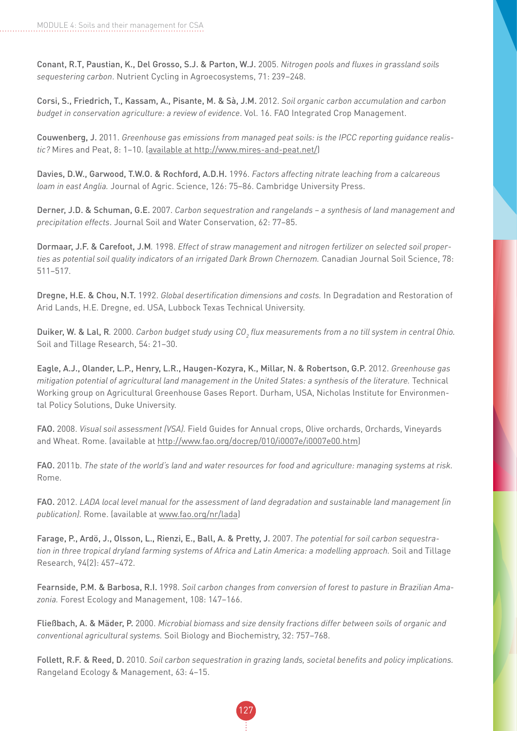Conant, R.T, Paustian, K., Del Grosso, S.J. & Parton, W.J. 2005. *Nitrogen pools and fluxes in grassland soils sequestering carbon*. Nutrient Cycling in Agroecosystems, 71: 239–248.

Corsi, S., Friedrich, T., Kassam, A., Pisante, M. & Sà, J.M. 2012. *Soil organic carbon accumulation and carbon budget in conservation agriculture: a review of evidence*. Vol. 16. FAO Integrated Crop Management.

Couwenberg, J. 2011. *Greenhouse gas emissions from managed peat soils: is the IPCC reporting guidance realistic?* Mires and Peat, 8: 1–10. (available at http://www.mires-and-peat.net/)

Davies, D.W., Garwood, T.W.O. & Rochford, A.D.H. 1996. *Factors affecting nitrate leaching from a calcareous loam in east Anglia.* Journal of Agric. Science, 126: 75–86. Cambridge University Press.

Derner, J.D. & Schuman, G.E. 2007. *Carbon sequestration and rangelands – a synthesis of land management and precipitation effects*. Journal Soil and Water Conservation, 62: 77–85.

Dormaar, J.F. & Carefoot, J.M. 1998. *Effect of straw management and nitrogen fertilizer on selected soil properties as potential soil quality indicators of an irrigated Dark Brown Chernozem.* Canadian Journal Soil Science, 78: 511–517.

Dregne, H.E. & Chou, N.T. 1992. *Global desertification dimensions and costs.* In Degradation and Restoration of Arid Lands, H.E. Dregne, ed. USA, Lubbock Texas Technical University.

Duiker, W. & Lal, R. 2000. *Carbon budget study using $CO_2$ flux measurements from a no till system in central Ohio.* Soil and Tillage Research, 54: 21–30.

Eagle, A.J., Olander, L.P., Henry, L.R., Haugen-Kozyra, K., Millar, N. & Robertson, G.P. 2012. *Greenhouse gas mitigation potential of agricultural land management in the United States: a synthesis of the literature.* Technical Working group on Agricultural Greenhouse Gases Report. Durham, USA, Nicholas Institute for Environmental Policy Solutions, Duke University.

FAO. 2008. *Visual soil assessment (VSA).* Field Guides for Annual crops, Olive orchards, Orchards, Vineyards and Wheat. Rome. (available at http://www.fao.org/docrep/010/i0007e/i0007e00.htm)

FAO. 2011b. *The state of the world's land and water resources for food and agriculture: managing systems at risk.* Rome.

FAO. 2012. *LADA local level manual for the assessment of land degradation and sustainable land management (in publication).* Rome. (available at www.fao.org/nr/lada)

Farage, P., Ardö, J., Olsson, L., Rienzi, E., Ball, A. & Pretty, J. 2007. *The potential for soil carbon sequestration in three tropical dryland farming systems of Africa and Latin America: a modelling approach.* Soil and Tillage Research, 94(2): 457–472.

Fearnside, P.M. & Barbosa, R.I. 1998. *Soil carbon changes from conversion of forest to pasture in Brazilian Amazonia.* Forest Ecology and Management, 108: 147–166.

Fließbach, A. & Mäder, P. 2000. *Microbial biomass and size density fractions differ between soils of organic and conventional agricultural systems.* Soil Biology and Biochemistry, 32: 757–768.

Follett, R.F. & Reed, D. 2010. *Soil carbon sequestration in grazing lands, societal benefits and policy implications.* Rangeland Ecology & Management, 63: 4–15.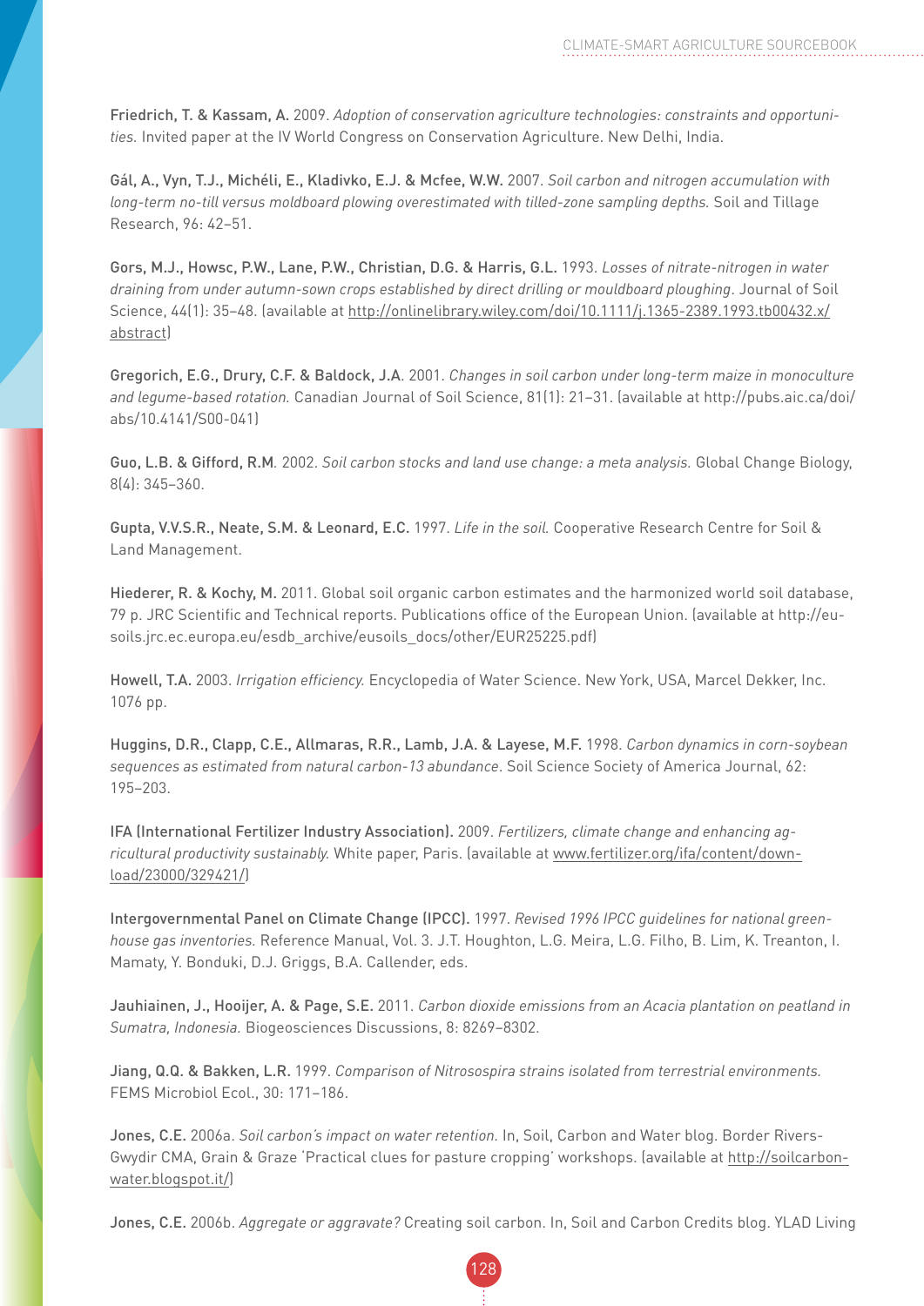**Friedrich, T. & Kassam, A.** 2009. *Adoption of conservation agriculture technologies: constraints and opportunities.* Invited paper at the IV World Congress on Conservation Agriculture. New Delhi, India.

**Gál, A., Vyn, T.J., Michéli, E., Kladivko, E.J. & Mcfee, W.W.** 2007. *Soil carbon and nitrogen accumulation with long-term no-till versus moldboard plowing overestimated with tilled-zone sampling depths.* Soil and Tillage Research, 96: 42–51.

**Gors, M.J., Howsc, P.W., Lane, P.W., Christian, D.G. & Harris, G.L.** 1993. *Losses of nitrate-nitrogen in water draining from under autumn-sown crops established by direct drilling or mouldboard ploughing.* Journal of Soil Science, 44(1): 35–48. (available at http://onlinelibrary.wiley.com/doi/10.1111/j.1365-2389.1993.tb00432.x/abstract)

**Gregorich, E.G., Drury, C.F. & Baldock, J.A**. 2001. *Changes in soil carbon under long-term maize in monoculture and legume-based rotation.* Canadian Journal of Soil Science, 81(1): 21–31. (available at http://pubs.aic.ca/doi/abs/10.4141/S00-041)

**Guo, L.B. & Gifford, R.M**. 2002. *Soil carbon stocks and land use change: a meta analysis.* Global Change Biology, 8(4): 345–360.

**Gupta, V.V.S.R., Neate, S.M. & Leonard, E.C.** 1997. *Life in the soil.* Cooperative Research Centre for Soil & Land Management.

**Hiederer, R. & Kochy, M.** 2011. Global soil organic carbon estimates and the harmonized world soil database, 79 p. JRC Scientific and Technical reports. Publications office of the European Union. (available at http://eusoils.jrc.ec.europa.eu/esdb_archive/eusoils_docs/other/EUR25225.pdf)

**Howell, T.A.** 2003. *Irrigation efficiency.* Encyclopedia of Water Science. New York, USA, Marcel Dekker, Inc. 1076 pp.

**Huggins, D.R., Clapp, C.E., Allmaras, R.R., Lamb, J.A. & Layese, M.F.** 1998. *Carbon dynamics in corn-soybean sequences as estimated from natural carbon-13 abundance*. Soil Science Society of America Journal, 62: 195–203.

**IFA (International Fertilizer Industry Association).** 2009. *Fertilizers, climate change and enhancing agricultural productivity sustainably.* White paper, Paris. (available at www.fertilizer.org/ifa/content/download/23000/329421/)

**Intergovernmental Panel on Climate Change (IPCC).** 1997. *Revised 1996 IPCC guidelines for national greenhouse gas inventories.* Reference Manual, Vol. 3. J.T. Houghton, L.G. Meira, L.G. Filho, B. Lim, K. Treanton, I. Mamaty, Y. Bonduki, D.J. Griggs, B.A. Callender, eds.

**Jauhiainen, J., Hooijer, A. & Page, S.E.** 2011. *Carbon dioxide emissions from an Acacia plantation on peatland in Sumatra, Indonesia.* Biogeosciences Discussions, 8: 8269–8302.

**Jiang, Q.Q. & Bakken, L.R.** 1999. *Comparison of Nitrosospira strains isolated from terrestrial environments.* FEMS Microbiol Ecol., 30: 171–186.

**Jones, C.E.** 2006a. *Soil carbon's impact on water retention.* In, Soil, Carbon and Water blog. Border Rivers-Gwydir CMA, Grain & Graze 'Practical clues for pasture cropping' workshops. (available at http://soilcarbon-water.blogspot.it/)

**Jones, C.E.** 2006b. *Aggregate or aggravate?* Creating soil carbon. In, Soil and Carbon Credits blog. YLAD Living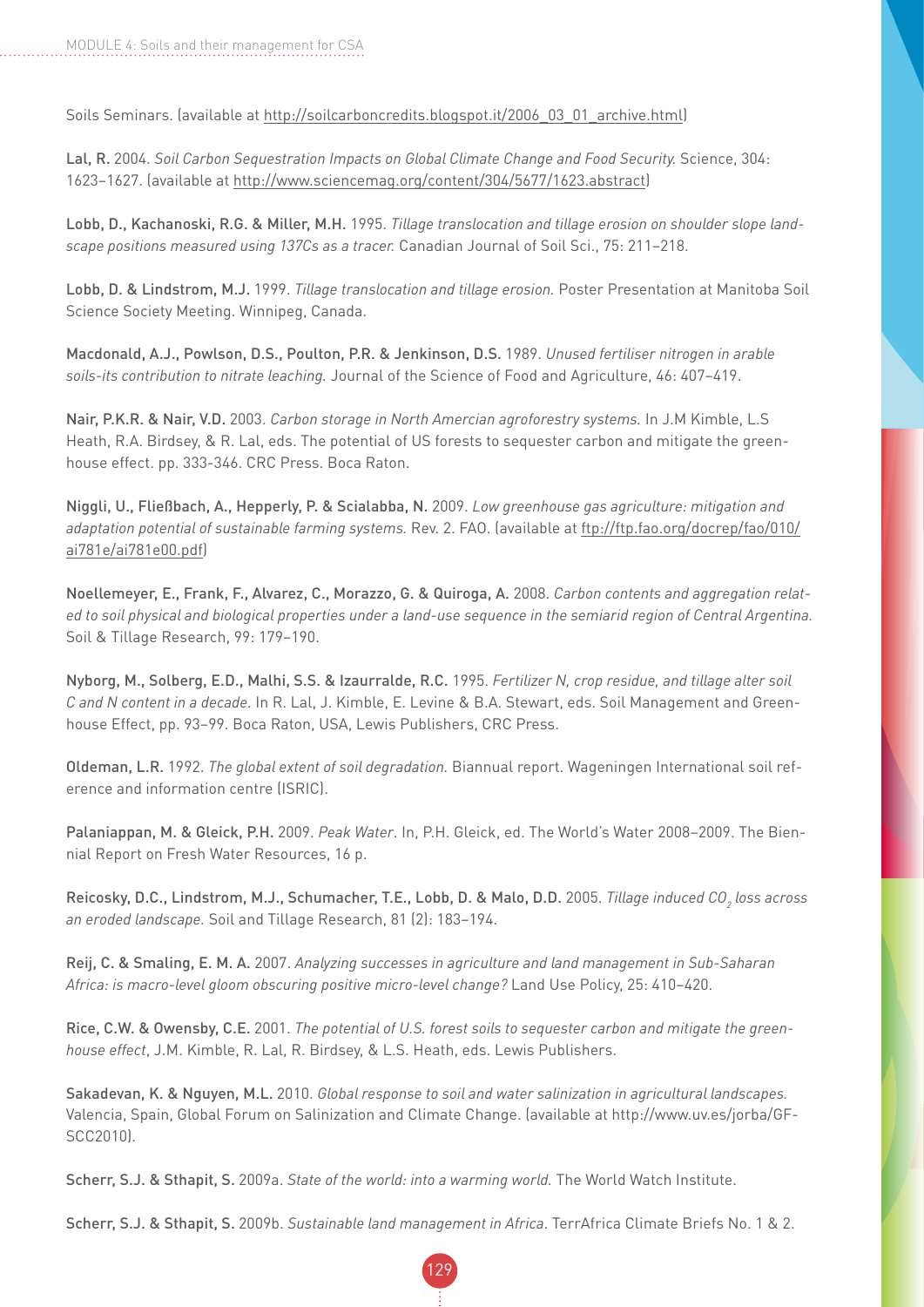Soils Seminars. (available at http://soilcarboncredits.blogspot.it/2006_03_01_archive.html)

Lal, R. 2004. *Soil Carbon Sequestration Impacts on Global Climate Change and Food Security.* Science, 304: 1623–1627. (available at http://www.sciencemag.org/content/304/5677/1623.abstract)

Lobb, D., Kachanoski, R.G. & Miller, M.H. 1995. *Tillage translocation and tillage erosion on shoulder slope landscape positions measured using 137Cs as a tracer.* Canadian Journal of Soil Sci., 75: 211–218.

Lobb, D. & Lindstrom, M.J. 1999. *Tillage translocation and tillage erosion.* Poster Presentation at Manitoba Soil Science Society Meeting. Winnipeg, Canada.

Macdonald, A.J., Powlson, D.S., Poulton, P.R. & Jenkinson, D.S. 1989. *Unused fertiliser nitrogen in arable soils-its contribution to nitrate leaching.* Journal of the Science of Food and Agriculture, 46: 407–419.

Nair, P.K.R. & Nair, V.D. 2003. *Carbon storage in North Amercian agroforestry systems.* In J.M Kimble, L.S Heath, R.A. Birdsey, & R. Lal, eds. The potential of US forests to sequester carbon and mitigate the greenhouse effect. pp. 333-346. CRC Press. Boca Raton.

Niggli, U., Fließbach, A., Hepperly, P. & Scialabba, N. 2009. *Low greenhouse gas agriculture: mitigation and adaptation potential of sustainable farming systems.* Rev. 2. FAO. (available at ftp://ftp.fao.org/docrep/fao/010/ai781e/ai781e00.pdf)

Noellemeyer, E., Frank, F., Alvarez, C., Morazzo, G. & Quiroga, A. 2008. *Carbon contents and aggregation related to soil physical and biological properties under a land-use sequence in the semiarid region of Central Argentina.* Soil & Tillage Research, 99: 179–190.

Nyborg, M., Solberg, E.D., Malhi, S.S. & Izaurralde, R.C. 1995. *Fertilizer N, crop residue, and tillage alter soil C and N content in a decade.* In R. Lal, J. Kimble, E. Levine & B.A. Stewart, eds. Soil Management and Greenhouse Effect, pp. 93–99. Boca Raton, USA, Lewis Publishers, CRC Press.

Oldeman, L.R. 1992. *The global extent of soil degradation.* Biannual report. Wageningen International soil reference and information centre (ISRIC).

Palaniappan, M. & Gleick, P.H. 2009. *Peak Water*. In, P.H. Gleick, ed. The World's Water 2008–2009. The Biennial Report on Fresh Water Resources, 16 p.

Reicosky, D.C., Lindstrom, M.J., Schumacher, T.E., Lobb, D. & Malo, D.D. 2005. *Tillage induced $CO_2$ loss across an eroded landscape.* Soil and Tillage Research, 81 (2): 183–194.

Reij, C. & Smaling, E. M. A. 2007. *Analyzing successes in agriculture and land management in Sub-Saharan Africa: is macro-level gloom obscuring positive micro-level change?* Land Use Policy, 25: 410–420.

Rice, C.W. & Owensby, C.E. 2001. *The potential of U.S. forest soils to sequester carbon and mitigate the greenhouse effect*, J.M. Kimble, R. Lal, R. Birdsey, & L.S. Heath, eds. Lewis Publishers.

Sakadevan, K. & Nguyen, M.L. 2010. *Global response to soil and water salinization in agricultural landscapes.* Valencia, Spain, Global Forum on Salinization and Climate Change. (available at http://www.uv.es/jorba/GF-SCC2010).

Scherr, S.J. & Sthapit, S. 2009a. *State of the world: into a warming world.* The World Watch Institute.

Scherr, S.J. & Sthapit, S. 2009b. *Sustainable land management in Africa*. TerrAfrica Climate Briefs No. 1 & 2.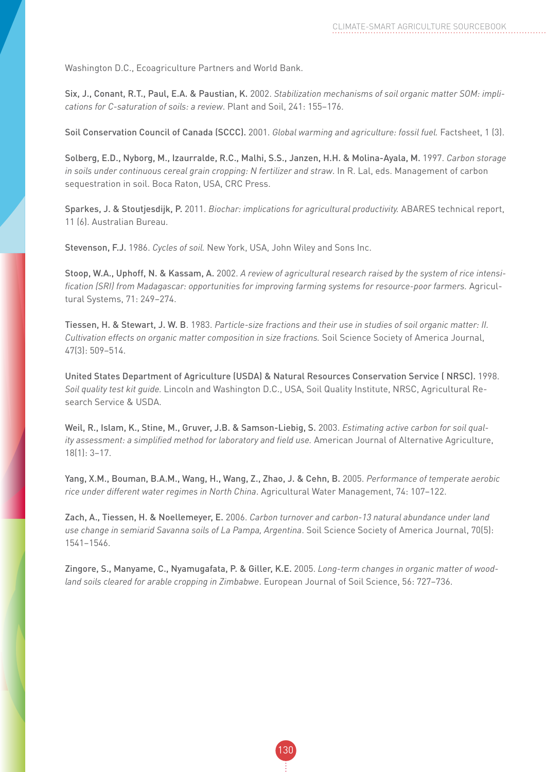Washington D.C., Ecoagriculture Partners and World Bank.

**Six, J., Conant, R.T., Paul, E.A. & Paustian, K.** 2002. *Stabilization mechanisms of soil organic matter SOM: implications for C-saturation of soils: a review*. Plant and Soil, 241: 155–176.

**Soil Conservation Council of Canada (SCCC).** 2001. *Global warming and agriculture: fossil fuel.* Factsheet, 1 (3).

**Solberg, E.D., Nyborg, M., Izaurralde, R.C., Malhi, S.S., Janzen, H.H. & Molina-Ayala, M.** 1997. *Carbon storage in soils under continuous cereal grain cropping: N fertilizer and straw*. In R. Lal, eds. Management of carbon sequestration in soil. Boca Raton, USA, CRC Press.

**Sparkes, J. & Stoutjesdijk, P.** 2011. *Biochar: implications for agricultural productivity.* ABARES technical report, 11 (6). Australian Bureau.

**Stevenson, F.J.** 1986. *Cycles of soil.* New York, USA, John Wiley and Sons Inc.

**Stoop, W.A., Uphoff, N. & Kassam, A.** 2002. *A review of agricultural research raised by the system of rice intensification (SRI) from Madagascar: opportunities for improving farming systems for resource-poor farmers.* Agricultural Systems, 71: 249–274.

**Tiessen, H. & Stewart, J. W. B**. 1983. *Particle-size fractions and their use in studies of soil organic matter: II. Cultivation effects on organic matter composition in size fractions.* Soil Science Society of America Journal, 47(3): 509–514.

**United States Department of Agriculture (USDA) & Natural Resources Conservation Service ( NRSC).** 1998. *Soil quality test kit guide.* Lincoln and Washington D.C., USA, Soil Quality Institute, NRSC, Agricultural Research Service & USDA.

**Weil, R., Islam, K., Stine, M., Gruver, J.B. & Samson-Liebig, S.** 2003. *Estimating active carbon for soil quality assessment: a simplified method for laboratory and field use.* American Journal of Alternative Agriculture, 18(1): 3–17.

**Yang, X.M., Bouman, B.A.M., Wang, H., Wang, Z., Zhao, J. & Cehn, B.** 2005. *Performance of temperate aerobic rice under different water regimes in North China*. Agricultural Water Management, 74: 107–122.

**Zach, A., Tiessen, H. & Noellemeyer, E.** 2006. *Carbon turnover and carbon-13 natural abundance under land use change in semiarid Savanna soils of La Pampa, Argentina*. Soil Science Society of America Journal, 70(5): 1541–1546.

**Zingore, S., Manyame, C., Nyamugafata, P. & Giller, K.E.** 2005. *Long-term changes in organic matter of woodland soils cleared for arable cropping in Zimbabwe*. European Journal of Soil Science, 56: 727–736.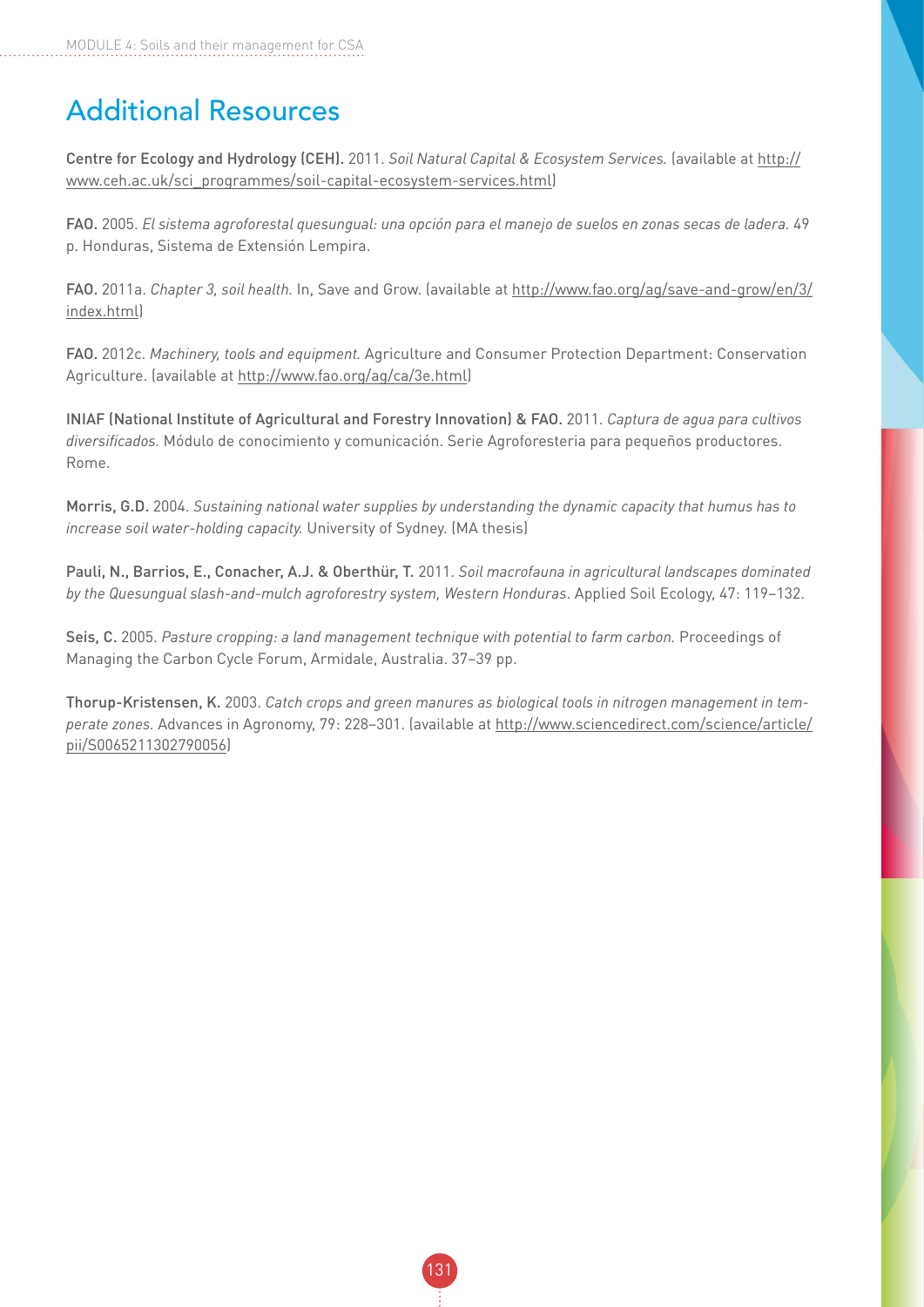## Additional Resources

**Centre for Ecology and Hydrology (CEH).** 2011. *Soil Natural Capital & Ecosystem Services.* (available at http://www.ceh.ac.uk/sci_programmes/soil-capital-ecosystem-services.html)

**FAO.** 2005. *El sistema agroforestal quesungual: una opción para el manejo de suelos en zonas secas de ladera.* 49 p. Honduras, Sistema de Extensión Lempira.

**FAO.** 2011a. *Chapter 3, soil health.* In, Save and Grow. (available at http://www.fao.org/ag/save-and-grow/en/3/index.html)

**FAO.** 2012c. *Machinery, tools and equipment.* Agriculture and Consumer Protection Department: Conservation Agriculture. (available at http://www.fao.org/ag/ca/3e.html)

**INIAF (National Institute of Agricultural and Forestry Innovation) & FAO.** 2011. *Captura de agua para cultivos diversificados.* Módulo de conocimiento y comunicación. Serie Agroforesteria para pequeños productores. Rome.

**Morris, G.D.** 2004. *Sustaining national water supplies by understanding the dynamic capacity that humus has to increase soil water-holding capacity.* University of Sydney. (MA thesis)

**Pauli, N., Barrios, E., Conacher, A.J. & Oberthür, T.** 2011. *Soil macrofauna in agricultural landscapes dominated by the Quesungual slash-and-mulch agroforestry system, Western Honduras*. Applied Soil Ecology, 47: 119–132.

**Seis, C.** 2005. *Pasture cropping: a land management technique with potential to farm carbon.* Proceedings of Managing the Carbon Cycle Forum, Armidale, Australia. 37–39 pp.

**Thorup-Kristensen, K.** 2003. *Catch crops and green manures as biological tools in nitrogen management in temperate zones.* Advances in Agronomy, 79: 228–301. (available at http://www.sciencedirect.com/science/article/pii/S0065211302790056)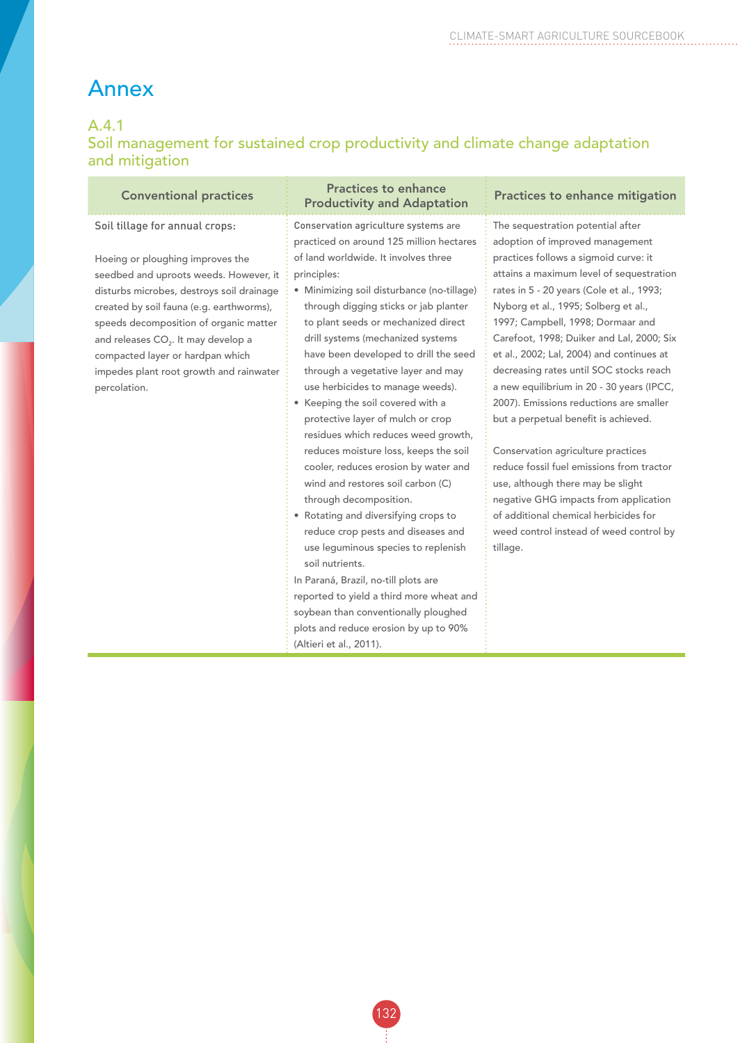# Annex

## A.4.1
## Soil management for sustained crop productivity and climate change adaptation and mitigation

| Conventional practices | Practices to enhance Productivity and Adaptation | Practices to enhance mitigation |
|---|---|---|
| Soil tillage for annual crops:<br><br>Hoeing or ploughing improves the seedbed and uproots weeds. However, it disturbs microbes, destroys soil drainage created by soil fauna (e.g. earthworms), speeds decomposition of organic matter and releases $CO_2$. It may develop a compacted layer or hardpan which impedes plant root growth and rainwater percolation. | Conservation agriculture systems are practiced on around 125 million hectares of land worldwide. It involves three principles:<br>• Minimizing soil disturbance (no-tillage) through digging sticks or jab planter to plant seeds or mechanized direct drill systems (mechanized systems have been developed to drill the seed through a vegetative layer and may use herbicides to manage weeds).<br>• Keeping the soil covered with a protective layer of mulch or crop residues which reduces weed growth, reduces moisture loss, keeps the soil cooler, reduces erosion by water and wind and restores soil carbon (C) through decomposition.<br>• Rotating and diversifying crops to reduce crop pests and diseases and use leguminous species to replenish soil nutrients.<br>In Paraná, Brazil, no-till plots are reported to yield a third more wheat and soybean than conventionally ploughed plots and reduce erosion by up to 90% (Altieri et al., 2011). | The sequestration potential after adoption of improved management practices follows a sigmoid curve: it attains a maximum level of sequestration rates in 5 - 20 years (Cole et al., 1993; Nyborg et al., 1995; Solberg et al., 1997; Campbell, 1998; Dormaar and Carefoot, 1998; Duiker and Lal, 2000; Six et al., 2002; Lal, 2004) and continues at decreasing rates until SOC stocks reach a new equilibrium in 20 - 30 years (IPCC, 2007). Emissions reductions are smaller but a perpetual benefit is achieved.<br><br>Conservation agriculture practices reduce fossil fuel emissions from tractor use, although there may be slight negative GHG impacts from application of additional chemical herbicides for weed control instead of weed control by tillage. |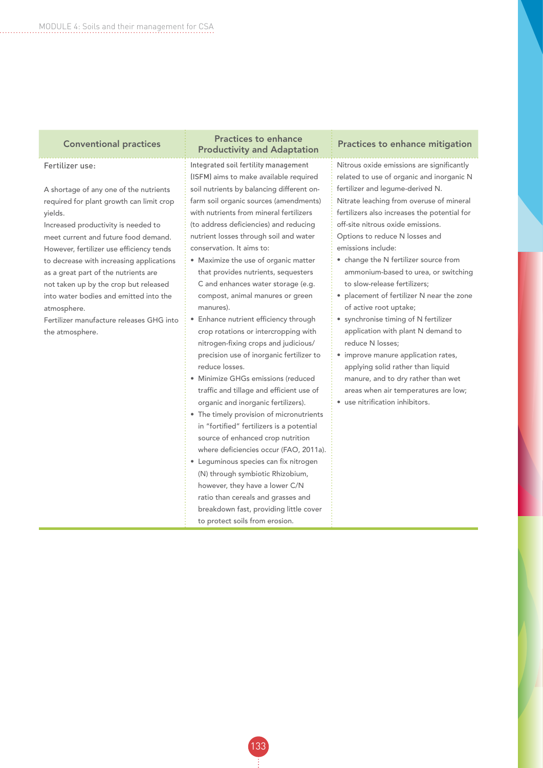| Conventional practices | Practices to enhance Productivity and Adaptation | Practices to enhance mitigation |
|---|---|---|
| Fertilizer use:<br><br>A shortage of any one of the nutrients required for plant growth can limit crop yields.<br>Increased productivity is needed to meet current and future food demand. However, fertilizer use efficiency tends to decrease with increasing applications as a great part of the nutrients are not taken up by the crop but released into water bodies and emitted into the atmosphere.<br>Fertilizer manufacture releases GHG into the atmosphere. | Integrated soil fertility management (ISFM) aims to make available required soil nutrients by balancing different on-farm soil organic sources (amendments) with nutrients from mineral fertilizers (to address deficiencies) and reducing nutrient losses through soil and water conservation. It aims to:<br>• Maximize the use of organic matter that provides nutrients, sequesters C and enhances water storage (e.g. compost, animal manures or green manures).<br>• Enhance nutrient efficiency through crop rotations or intercropping with nitrogen-fixing crops and judicious/ precision use of inorganic fertilizer to reduce losses.<br>• Minimize GHGs emissions (reduced traffic and tillage and efficient use of organic and inorganic fertilizers).<br>• The timely provision of micronutrients in "fortified" fertilizers is a potential source of enhanced crop nutrition where deficiencies occur (FAO, 2011a).<br>• Leguminous species can fix nitrogen (N) through symbiotic Rhizobium, however, they have a lower C/N ratio than cereals and grasses and breakdown fast, providing little cover to protect soils from erosion. | Nitrous oxide emissions are significantly related to use of organic and inorganic N fertilizer and legume-derived N.<br>Nitrate leaching from overuse of mineral fertilizers also increases the potential for off-site nitrous oxide emissions.<br>Options to reduce N losses and emissions include:<br>• change the N fertilizer source from ammonium-based to urea, or switching to slow-release fertilizers;<br>• placement of fertilizer N near the zone of active root uptake;<br>• synchronise timing of N fertilizer application with plant N demand to reduce N losses;<br>• improve manure application rates, applying solid rather than liquid manure, and to dry rather than wet areas when air temperatures are low;<br>• use nitrification inhibitors. |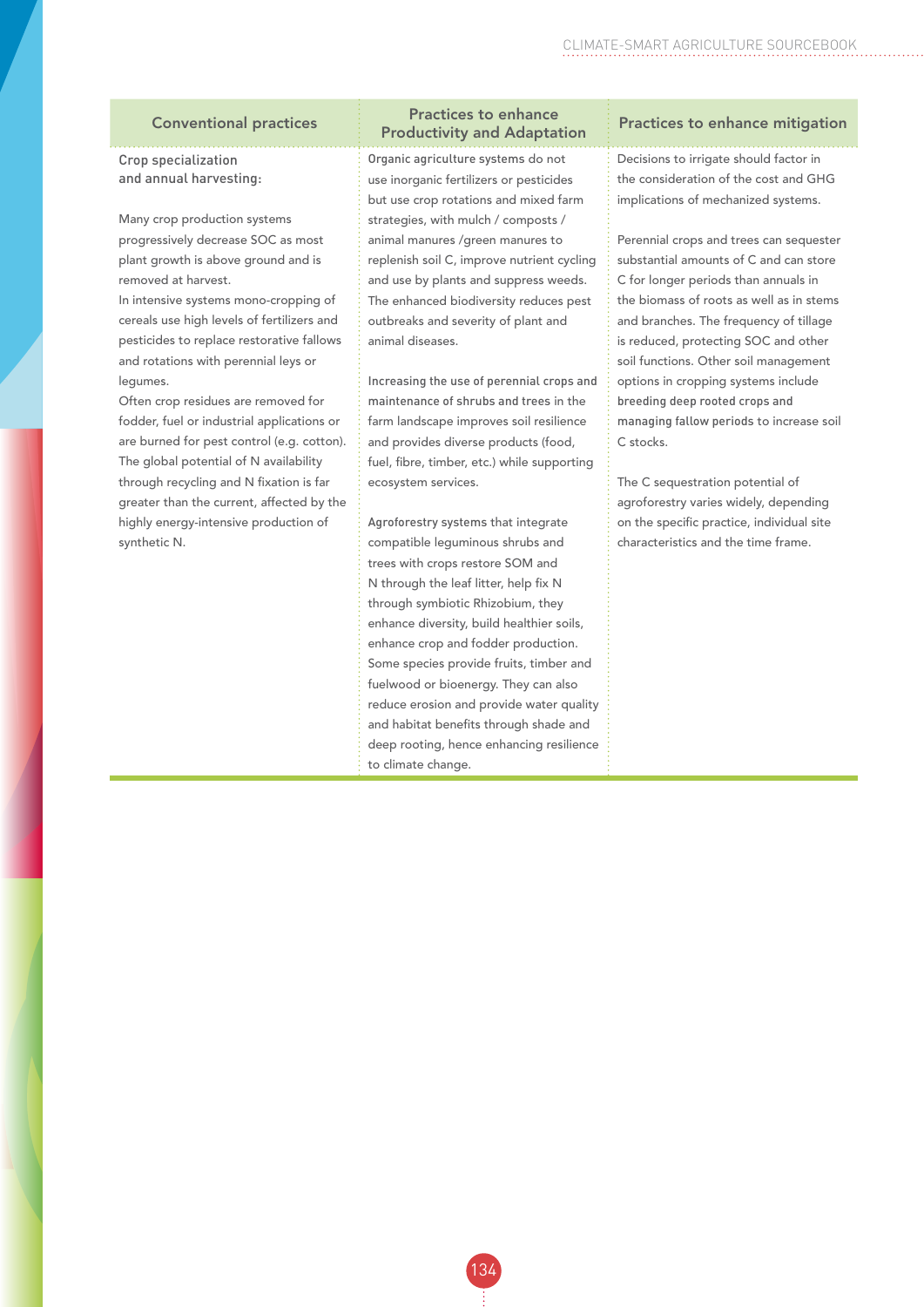| Conventional practices | Practices to enhance Productivity and Adaptation | Practices to enhance mitigation |
|---|---|---|
| **Crop specialization and annual harvesting:**<br><br>Many crop production systems progressively decrease SOC as most plant growth is above ground and is removed at harvest.<br>In intensive systems mono-cropping of cereals use high levels of fertilizers and pesticides to replace restorative fallows and rotations with perennial leys or legumes.<br>Often crop residues are removed for fodder, fuel or industrial applications or are burned for pest control (e.g. cotton).<br>The global potential of N availability through recycling and N fixation is far greater than the current, affected by the highly energy-intensive production of synthetic N. | **Organic agriculture systems** do not use inorganic fertilizers or pesticides but use crop rotations and mixed farm strategies, with mulch / composts / animal manures /green manures to replenish soil C, improve nutrient cycling and use by plants and suppress weeds. The enhanced biodiversity reduces pest outbreaks and severity of plant and animal diseases.<br><br>**Increasing the use of perennial crops and maintenance of shrubs and trees** in the farm landscape improves soil resilience and provides diverse products (food, fuel, fibre, timber, etc.) while supporting ecosystem services.<br><br>**Agroforestry systems** that integrate compatible leguminous shrubs and trees with crops restore SOM and N through the leaf litter, help fix N through symbiotic Rhizobium, they enhance diversity, build healthier soils, enhance crop and fodder production. Some species provide fruits, timber and fuelwood or bioenergy. They can also reduce erosion and provide water quality and habitat benefits through shade and deep rooting, hence enhancing resilience to climate change. | Decisions to irrigate should factor in the consideration of the cost and GHG implications of mechanized systems.<br><br>Perennial crops and trees can sequester substantial amounts of C and can store C for longer periods than annuals in the biomass of roots as well as in stems and branches. The frequency of tillage is reduced, protecting SOC and other soil functions. Other soil management options in cropping systems include **breeding deep rooted crops and managing fallow periods** to increase soil C stocks.<br><br>The C sequestration potential of agroforestry varies widely, depending on the specific practice, individual site characteristics and the time frame. |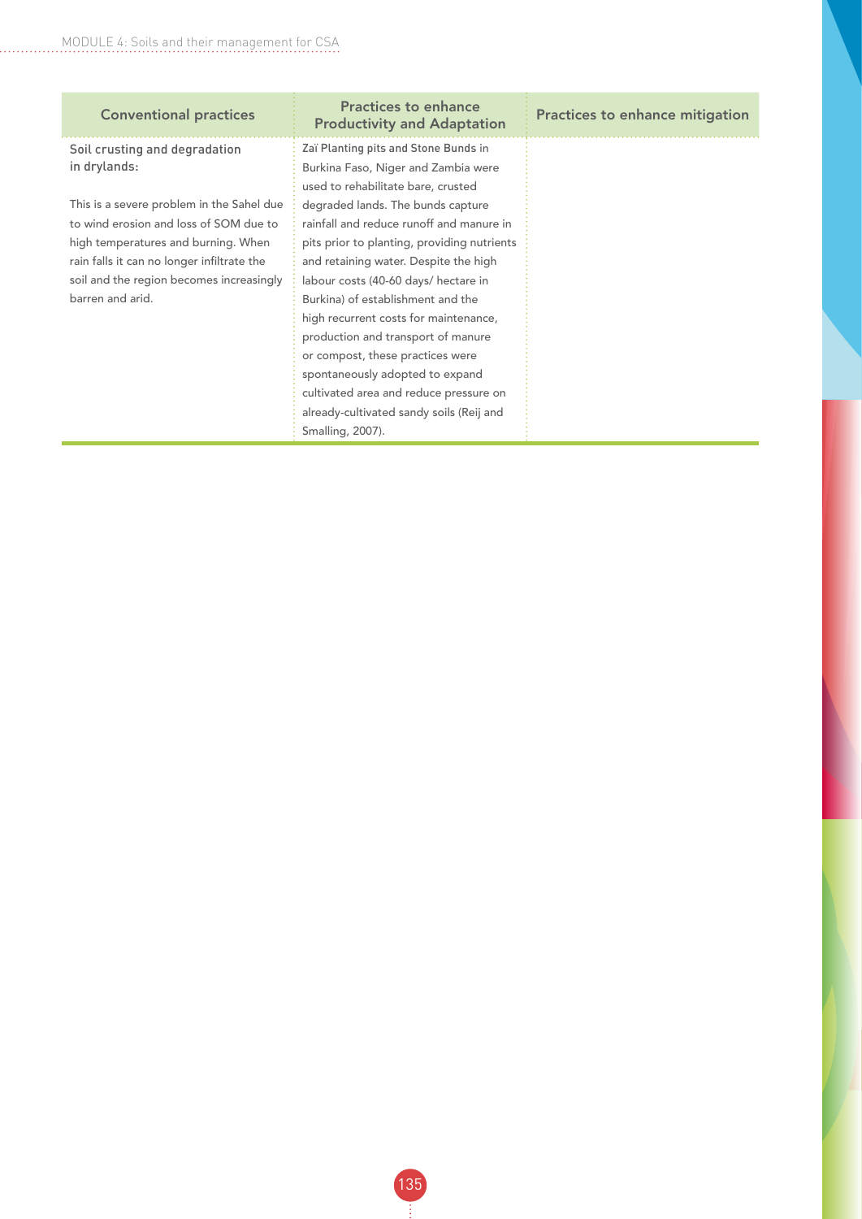| Conventional practices | Practices to enhance Productivity and Adaptation | Practices to enhance mitigation |
|---|---|---|
| **Soil crusting and degradation in drylands:**<br><br>This is a severe problem in the Sahel due to wind erosion and loss of SOM due to high temperatures and burning. When rain falls it can no longer infiltrate the soil and the region becomes increasingly barren and arid. | **Zaï Planting pits and Stone Bunds** in Burkina Faso, Niger and Zambia were used to rehabilitate bare, crusted degraded lands. The bunds capture rainfall and reduce runoff and manure in pits prior to planting, providing nutrients and retaining water. Despite the high labour costs (40-60 days/ hectare in Burkina) of establishment and the high recurrent costs for maintenance, production and transport of manure or compost, these practices were spontaneously adopted to expand cultivated area and reduce pressure on already-cultivated sandy soils (Reij and Smalling, 2007). | |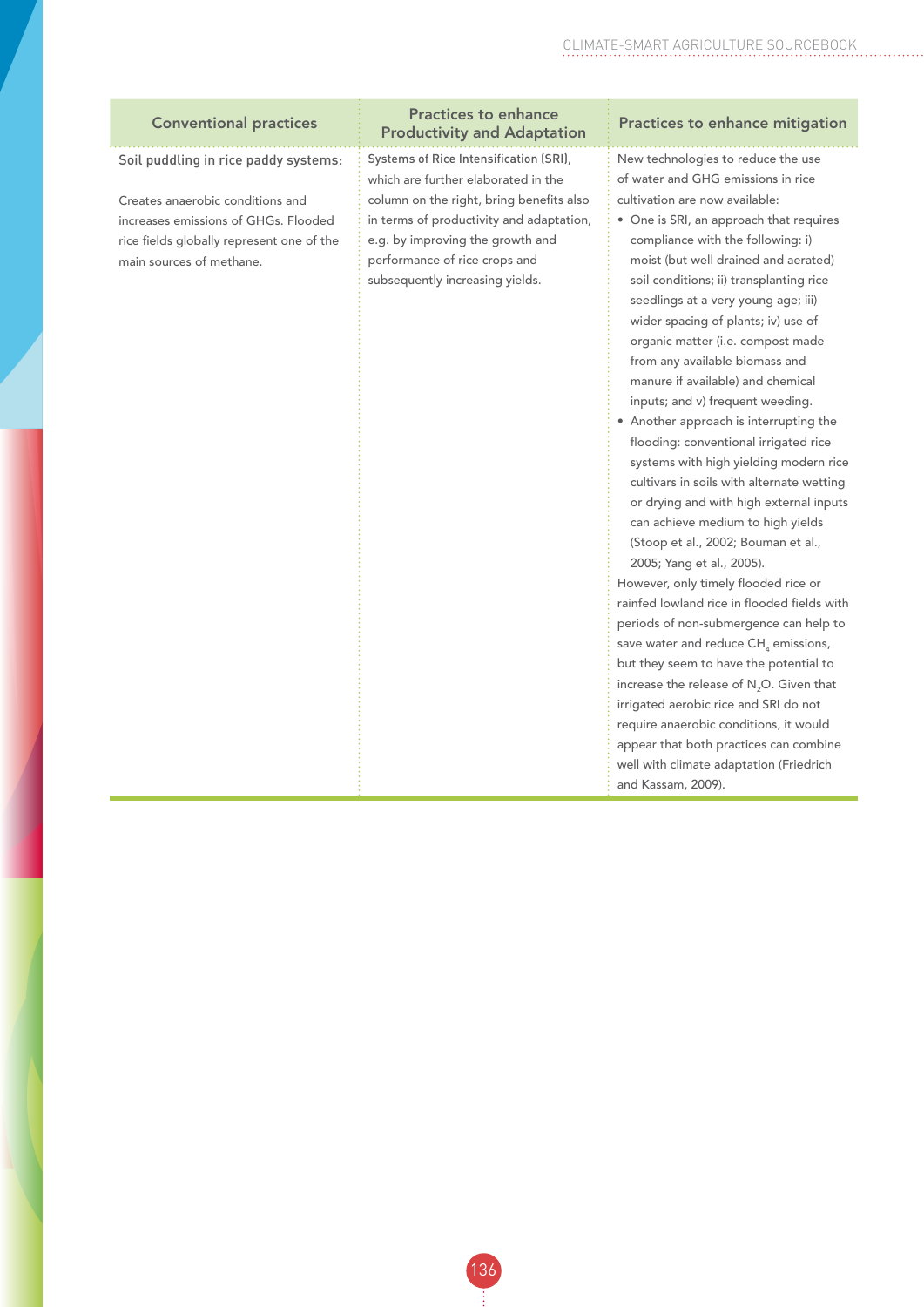| Conventional practices | Practices to enhance Productivity and Adaptation | Practices to enhance mitigation |
|---|---|---|
| Soil puddling in rice paddy systems:<br><br>Creates anaerobic conditions and increases emissions of GHGs. Flooded rice fields globally represent one of the main sources of methane. | Systems of Rice Intensification (SRI), which are further elaborated in the column on the right, bring benefits also in terms of productivity and adaptation, e.g. by improving the growth and performance of rice crops and subsequently increasing yields. | New technologies to reduce the use of water and GHG emissions in rice cultivation are now available:<br>• One is SRI, an approach that requires compliance with the following: i) moist (but well drained and aerated) soil conditions; ii) transplanting rice seedlings at a very young age; iii) wider spacing of plants; iv) use of organic matter (i.e. compost made from any available biomass and manure if available) and chemical inputs; and v) frequent weeding.<br>• Another approach is interrupting the flooding: conventional irrigated rice systems with high yielding modern rice cultivars in soils with alternate wetting or drying and with high external inputs can achieve medium to high yields (Stoop et al., 2002; Bouman et al., 2005; Yang et al., 2005).<br>However, only timely flooded rice or rainfed lowland rice in flooded fields with periods of non-submergence can help to save water and reduce $CH_4$ emissions, but they seem to have the potential to increase the release of $N_2O$. Given that irrigated aerobic rice and SRI do not require anaerobic conditions, it would appear that both practices can combine well with climate adaptation (Friedrich and Kassam, 2009). |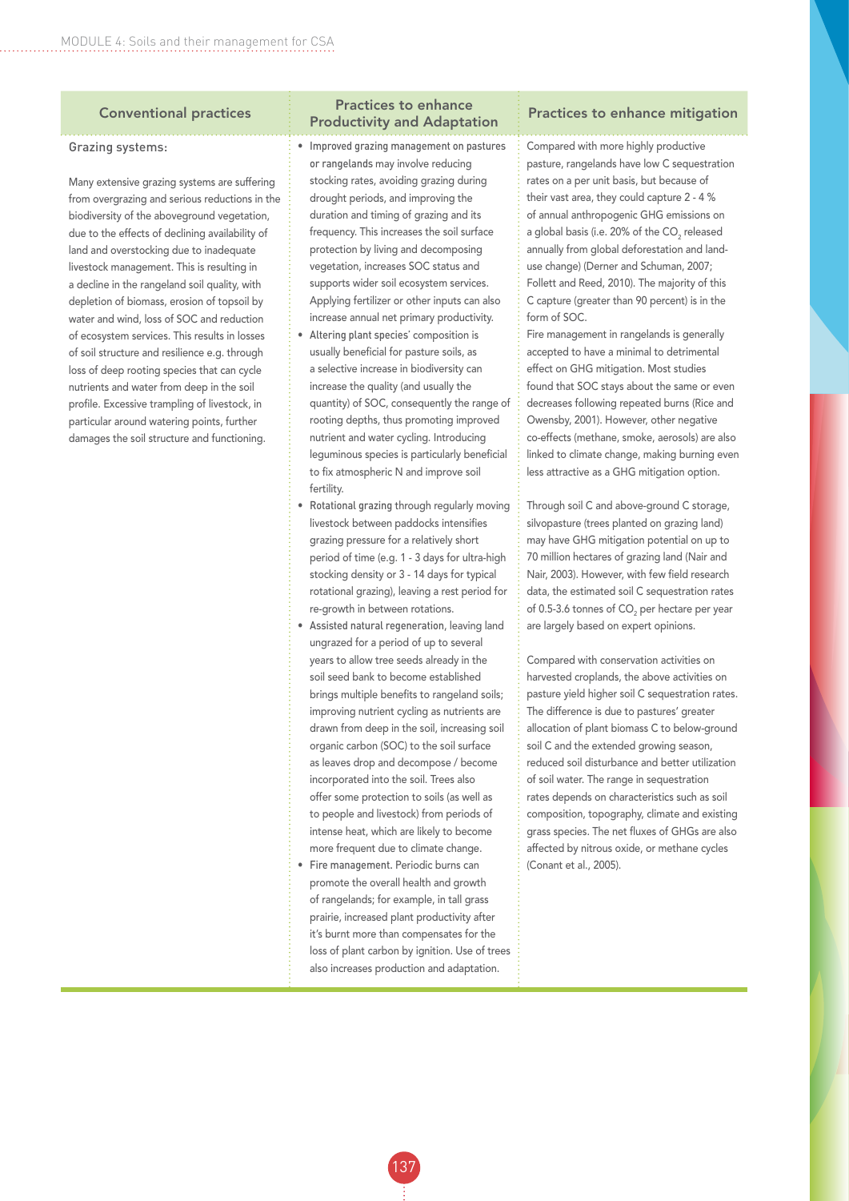| Conventional practices | Practices to enhance Productivity and Adaptation | Practices to enhance mitigation |
|---|---|---|
| Grazing systems:<br><br>Many extensive grazing systems are suffering from overgrazing and serious reductions in the biodiversity of the aboveground vegetation, due to the effects of declining availability of land and overstocking due to inadequate livestock management. This is resulting in a decline in the rangeland soil quality, with depletion of biomass, erosion of topsoil by water and wind, loss of SOC and reduction of ecosystem services. This results in losses of soil structure and resilience e.g. through loss of deep rooting species that can cycle nutrients and water from deep in the soil profile. Excessive trampling of livestock, in particular around watering points, further damages the soil structure and functioning. | • **Improved grazing management on pastures or rangelands** may involve reducing stocking rates, avoiding grazing during drought periods, and improving the duration and timing of grazing and its frequency. This increases the soil surface protection by living and decomposing vegetation, increases SOC status and supports wider soil ecosystem services. Applying fertilizer or other inputs can also increase annual net primary productivity.<br>• **Altering plant species'** composition is usually beneficial for pasture soils, as a selective increase in biodiversity can increase the quality (and usually the quantity) of SOC, consequently the range of rooting depths, thus promoting improved nutrient and water cycling. Introducing leguminous species is particularly beneficial to fix atmospheric N and improve soil fertility.<br>• **Rotational grazing** through regularly moving livestock between paddocks intensifies grazing pressure for a relatively short period of time (e.g. 1 - 3 days for ultra-high stocking density or 3 - 14 days for typical rotational grazing), leaving a rest period for re-growth in between rotations.<br>• **Assisted natural regeneration**, leaving land ungrazed for a period of up to several years to allow tree seeds already in the soil seed bank to become established brings multiple benefits to rangeland soils; improving nutrient cycling as nutrients are drawn from deep in the soil, increasing soil organic carbon (SOC) to the soil surface as leaves drop and decompose / become incorporated into the soil. Trees also offer some protection to soils (as well as to people and livestock) from periods of intense heat, which are likely to become more frequent due to climate change.<br>• **Fire management.** Periodic burns can promote the overall health and growth of rangelands; for example, in tall grass prairie, increased plant productivity after it's burnt more than compensates for the loss of plant carbon by ignition. Use of trees also increases production and adaptation. | Compared with more highly productive pasture, rangelands have low C sequestration rates on a per unit basis, but because of their vast area, they could capture 2 - 4 % of annual anthropogenic GHG emissions on a global basis (i.e. 20% of the $CO_2$ released annually from global deforestation and land-use change) (Derner and Schuman, 2007; Follett and Reed, 2010). The majority of this C capture (greater than 90 percent) is in the form of SOC.<br>Fire management in rangelands is generally accepted to have a minimal to detrimental effect on GHG mitigation. Most studies found that SOC stays about the same or even decreases following repeated burns (Rice and Owensby, 2001). However, other negative co-effects (methane, smoke, aerosols) are also linked to climate change, making burning even less attractive as a GHG mitigation option.<br><br>Through soil C and above-ground C storage, silvopasture (trees planted on grazing land) may have GHG mitigation potential on up to 70 million hectares of grazing land (Nair and Nair, 2003). However, with few field research data, the estimated soil C sequestration rates of 0.5-3.6 tonnes of $CO_2$ per hectare per year are largely based on expert opinions.<br><br>Compared with conservation activities on harvested croplands, the above activities on pasture yield higher soil C sequestration rates. The difference is due to pastures' greater allocation of plant biomass C to below-ground soil C and the extended growing season, reduced soil disturbance and better utilization of soil water. The range in sequestration rates depends on characteristics such as soil composition, topography, climate and existing grass species. The net fluxes of GHGs are also affected by nitrous oxide, or methane cycles (Conant et al., 2005). |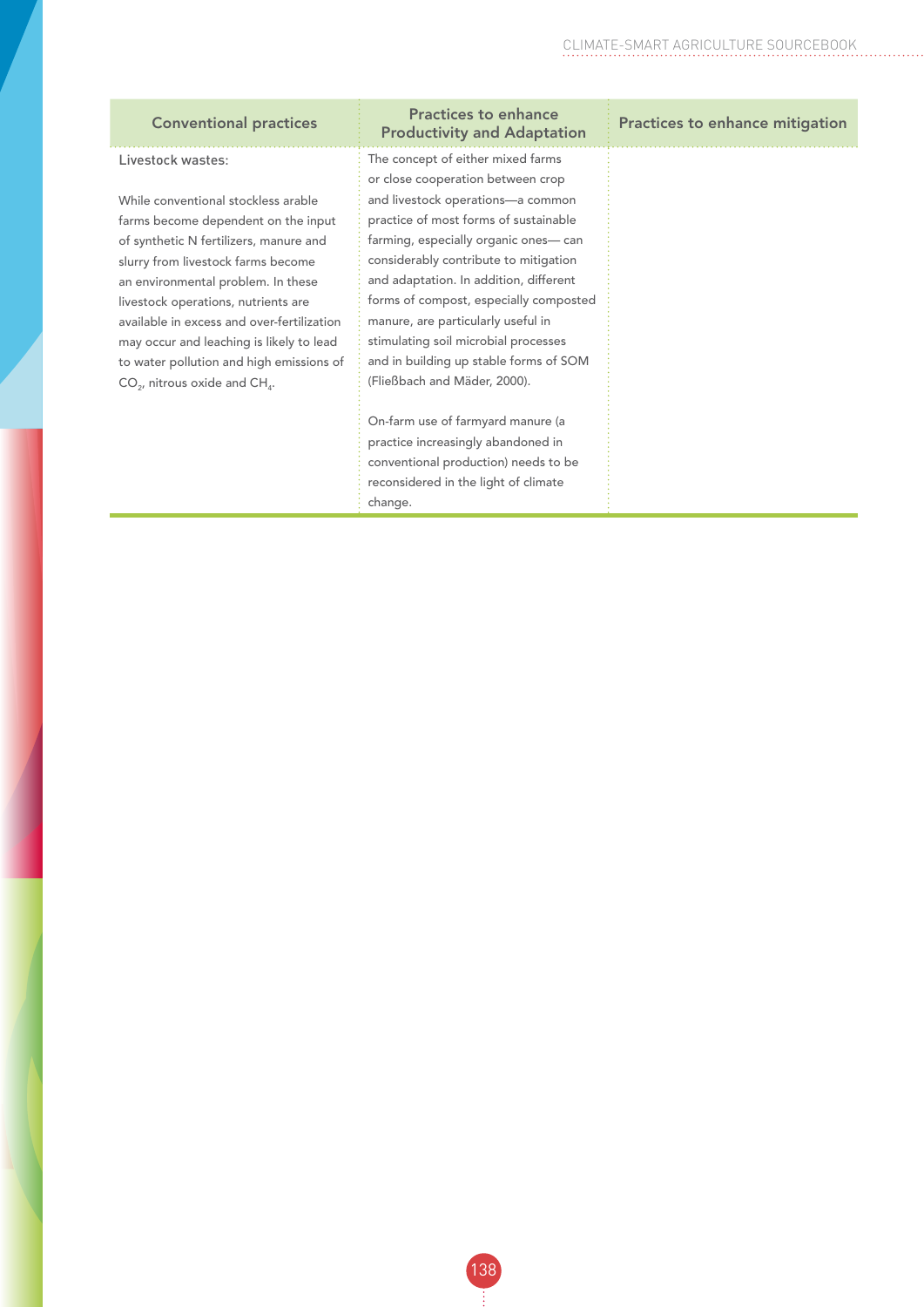| Conventional practices | Practices to enhance Productivity and Adaptation | Practices to enhance mitigation |
|---|---|---|
| Livestock wastes:<br><br>While conventional stockless arable farms become dependent on the input of synthetic N fertilizers, manure and slurry from livestock farms become an environmental problem. In these livestock operations, nutrients are available in excess and over-fertilization may occur and leaching is likely to lead to water pollution and high emissions of $CO_2$, nitrous oxide and $CH_4$. | The concept of either mixed farms or close cooperation between crop and livestock operations—a common practice of most forms of sustainable farming, especially organic ones— can considerably contribute to mitigation and adaptation. In addition, different forms of compost, especially composted manure, are particularly useful in stimulating soil microbial processes and in building up stable forms of SOM (Fließbach and Mäder, 2000).<br><br>On-farm use of farmyard manure (a practice increasingly abandoned in conventional production) needs to be reconsidered in the light of climate change. | |